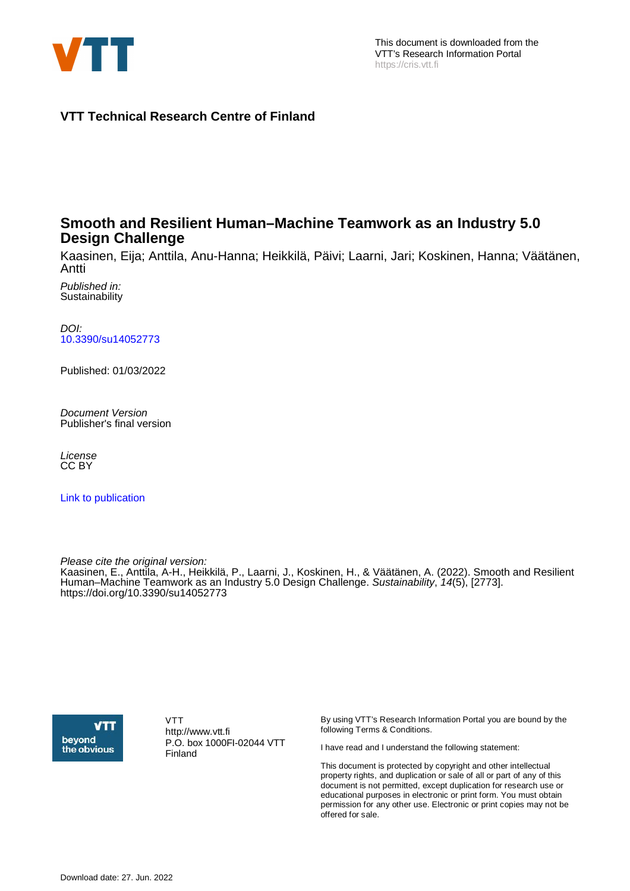This document is downloaded from the VTT's Research Information Portal
https://cris.vtt.fi

**VTT Technical Research Centre of Finland**

# Smooth and Resilient Human–Machine Teamwork as an Industry 5.0 Design Challenge

Kaasinen, Eija; Anttila, Anu-Hanna; Heikkilä, Päivi; Laarni, Jari; Koskinen, Hanna; Väätänen, Antti

*Published in:*
Sustainability

*DOI:*
10.3390/su14052773

Published: 01/03/2022

*Document Version*
Publisher's final version

*License*
CC BY

Link to publication

*Please cite the original version:*
Kaasinen, E., Anttila, A-H., Heikkilä, P., Laarni, J., Koskinen, H., & Väätänen, A. (2022). Smooth and Resilient Human–Machine Teamwork as an Industry 5.0 Design Challenge. *Sustainability*, *14*(5), [2773]. https://doi.org/10.3390/su14052773

VTT
http://www.vtt.fi
P.O. box 1000FI-02044 VTT
Finland

By using VTT's Research Information Portal you are bound by the following Terms & Conditions.

I have read and I understand the following statement:

This document is protected by copyright and other intellectual property rights, and duplication or sale of all or part of any of this document is not permitted, except duplication for research use or educational purposes in electronic or print form. You must obtain permission for any other use. Electronic or print copies may not be offered for sale.

Download date: 27. Jun. 2022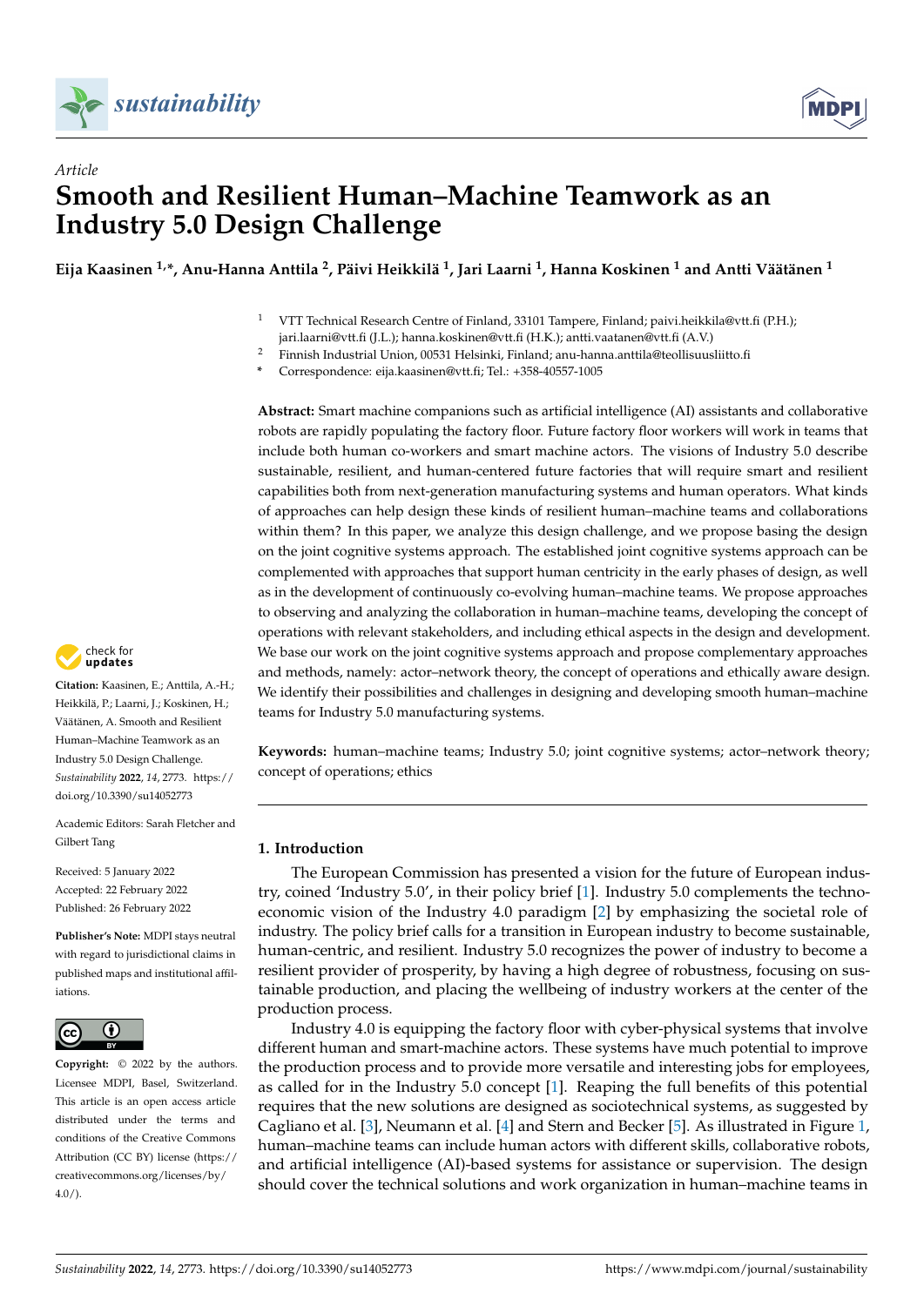Article

# Smooth and Resilient Human–Machine Teamwork as an Industry 5.0 Design Challenge

**Eija Kaasinen [1,*], Anu-Hanna Anttila [2], Päivi Heikkilä [1], Jari Laarni [1], Hanna Koskinen [1] and Antti Väätänen [1]**

[1] VTT Technical Research Centre of Finland, 33101 Tampere, Finland; paivi.heikkila@vtt.fi (P.H.); jari.laarni@vtt.fi (J.L.); hanna.koskinen@vtt.fi (H.K.); antti.vaatanen@vtt.fi (A.V.)

[2] Finnish Industrial Union, 00531 Helsinki, Finland; anu-hanna.anttila@teollisuusliitto.fi

\* Correspondence: eija.kaasinen@vtt.fi; Tel.: +358-40557-1005

**Abstract:** Smart machine companions such as artificial intelligence (AI) assistants and collaborative robots are rapidly populating the factory floor. Future factory floor workers will work in teams that include both human co-workers and smart machine actors. The visions of Industry 5.0 describe sustainable, resilient, and human-centered future factories that will require smart and resilient capabilities both from next-generation manufacturing systems and human operators. What kinds of approaches can help design these kinds of resilient human–machine teams and collaborations within them? In this paper, we analyze this design challenge, and we propose basing the design on the joint cognitive systems approach. The established joint cognitive systems approach can be complemented with approaches that support human centricity in the early phases of design, as well as in the development of continuously co-evolving human–machine teams. We propose approaches to observing and analyzing the collaboration in human–machine teams, developing the concept of operations with relevant stakeholders, and including ethical aspects in the design and development. We base our work on the joint cognitive systems approach and propose complementary approaches and methods, namely: actor–network theory, the concept of operations and ethically aware design. We identify their possibilities and challenges in designing and developing smooth human–machine teams for Industry 5.0 manufacturing systems.

**Keywords:** human–machine teams; Industry 5.0; joint cognitive systems; actor–network theory; concept of operations; ethics

**Citation:** Kaasinen, E.; Anttila, A.-H.; Heikkilä, P.; Laarni, J.; Koskinen, H.; Väätänen, A. Smooth and Resilient Human–Machine Teamwork as an Industry 5.0 Design Challenge. *Sustainability* **2022**, *14*, 2773. https://doi.org/10.3390/su14052773

Academic Editors: Sarah Fletcher and Gilbert Tang

Received: 5 January 2022
Accepted: 22 February 2022
Published: 26 February 2022

**Publisher's Note:** MDPI stays neutral with regard to jurisdictional claims in published maps and institutional affiliations.

**Copyright:** © 2022 by the authors. Licensee MDPI, Basel, Switzerland. This article is an open access article distributed under the terms and conditions of the Creative Commons Attribution (CC BY) license (https://creativecommons.org/licenses/by/4.0/).

## 1. Introduction

The European Commission has presented a vision for the future of European industry, coined 'Industry 5.0', in their policy brief [1]. Industry 5.0 complements the techno-economic vision of the Industry 4.0 paradigm [2] by emphasizing the societal role of industry. The policy brief calls for a transition in European industry to become sustainable, human-centric, and resilient. Industry 5.0 recognizes the power of industry to become a resilient provider of prosperity, by having a high degree of robustness, focusing on sustainable production, and placing the wellbeing of industry workers at the center of the production process.

Industry 4.0 is equipping the factory floor with cyber-physical systems that involve different human and smart-machine actors. These systems have much potential to improve the production process and to provide more versatile and interesting jobs for employees, as called for in the Industry 5.0 concept [1]. Reaping the full benefits of this potential requires that the new solutions are designed as sociotechnical systems, as suggested by Cagliano et al. [3], Neumann et al. [4] and Stern and Becker [5]. As illustrated in Figure 1, human–machine teams can include human actors with different skills, collaborative robots, and artificial intelligence (AI)-based systems for assistance or supervision. The design should cover the technical solutions and work organization in human–machine teams in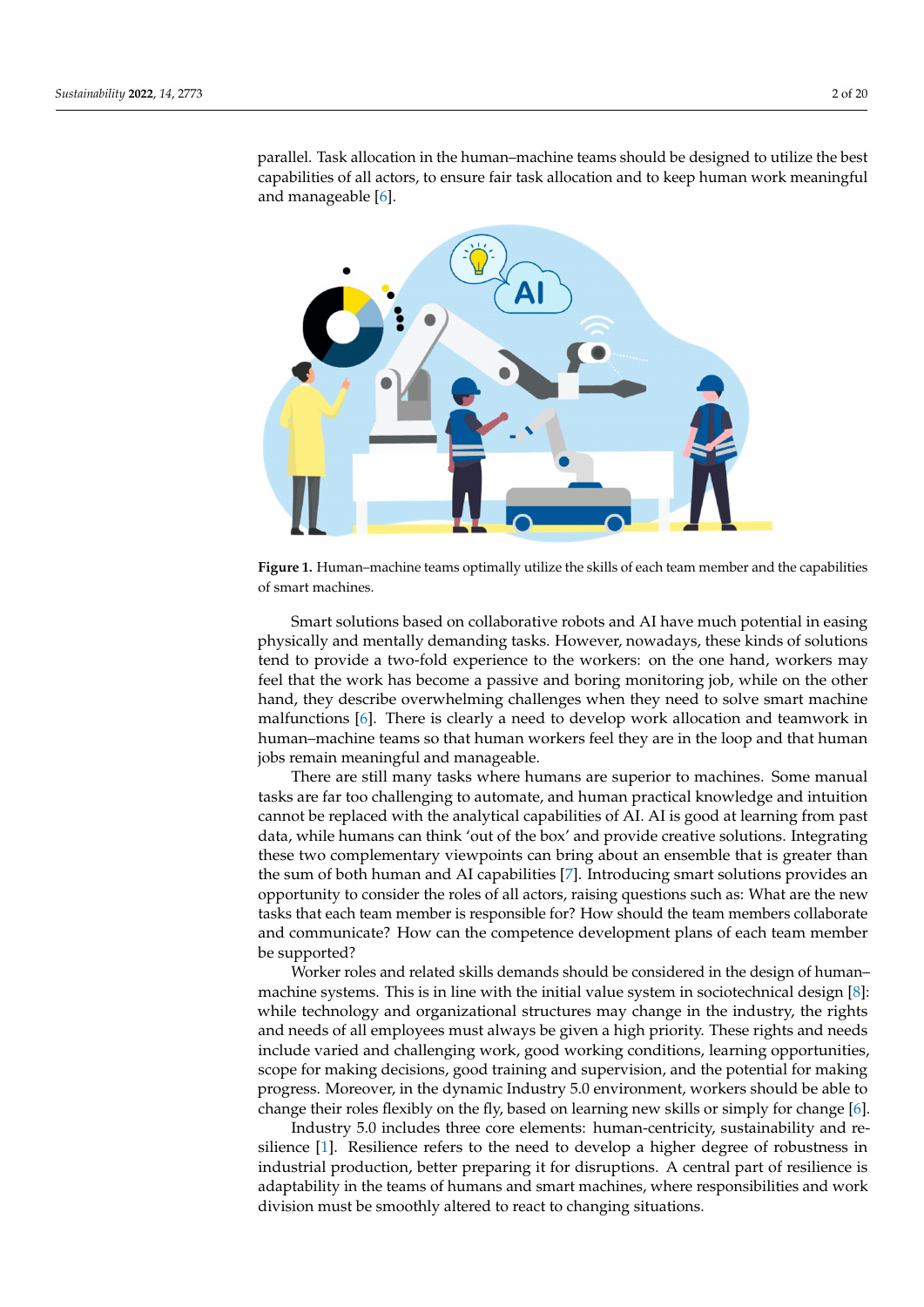parallel. Task allocation in the human–machine teams should be designed to utilize the best capabilities of all actors, to ensure fair task allocation and to keep human work meaningful and manageable [6].

**Figure 1.** Human–machine teams optimally utilize the skills of each team member and the capabilities of smart machines.

Smart solutions based on collaborative robots and AI have much potential in easing physically and mentally demanding tasks. However, nowadays, these kinds of solutions tend to provide a two-fold experience to the workers: on the one hand, workers may feel that the work has become a passive and boring monitoring job, while on the other hand, they describe overwhelming challenges when they need to solve smart machine malfunctions [6]. There is clearly a need to develop work allocation and teamwork in human–machine teams so that human workers feel they are in the loop and that human jobs remain meaningful and manageable.

There are still many tasks where humans are superior to machines. Some manual tasks are far too challenging to automate, and human practical knowledge and intuition cannot be replaced with the analytical capabilities of AI. AI is good at learning from past data, while humans can think 'out of the box' and provide creative solutions. Integrating these two complementary viewpoints can bring about an ensemble that is greater than the sum of both human and AI capabilities [7]. Introducing smart solutions provides an opportunity to consider the roles of all actors, raising questions such as: What are the new tasks that each team member is responsible for? How should the team members collaborate and communicate? How can the competence development plans of each team member be supported?

Worker roles and related skills demands should be considered in the design of human–machine systems. This is in line with the initial value system in sociotechnical design [8]: while technology and organizational structures may change in the industry, the rights and needs of all employees must always be given a high priority. These rights and needs include varied and challenging work, good working conditions, learning opportunities, scope for making decisions, good training and supervision, and the potential for making progress. Moreover, in the dynamic Industry 5.0 environment, workers should be able to change their roles flexibly on the fly, based on learning new skills or simply for change [6].

Industry 5.0 includes three core elements: human-centricity, sustainability and resilience [1]. Resilience refers to the need to develop a higher degree of robustness in industrial production, better preparing it for disruptions. A central part of resilience is adaptability in the teams of humans and smart machines, where responsibilities and work division must be smoothly altered to react to changing situations.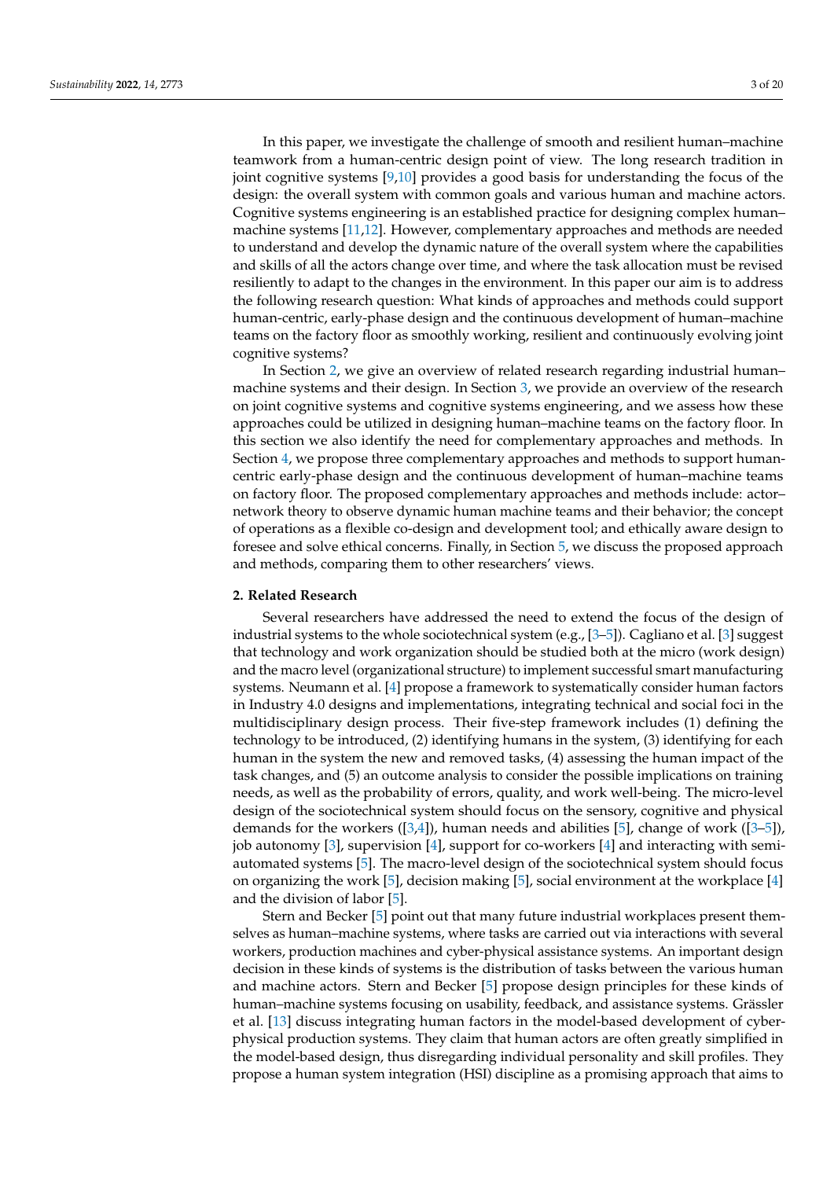In this paper, we investigate the challenge of smooth and resilient human–machine teamwork from a human-centric design point of view. The long research tradition in joint cognitive systems [9,10] provides a good basis for understanding the focus of the design: the overall system with common goals and various human and machine actors. Cognitive systems engineering is an established practice for designing complex human–machine systems [11,12]. However, complementary approaches and methods are needed to understand and develop the dynamic nature of the overall system where the capabilities and skills of all the actors change over time, and where the task allocation must be revised resiliently to adapt to the changes in the environment. In this paper our aim is to address the following research question: What kinds of approaches and methods could support human-centric, early-phase design and the continuous development of human–machine teams on the factory floor as smoothly working, resilient and continuously evolving joint cognitive systems?

In Section 2, we give an overview of related research regarding industrial human–machine systems and their design. In Section 3, we provide an overview of the research on joint cognitive systems and cognitive systems engineering, and we assess how these approaches could be utilized in designing human–machine teams on the factory floor. In this section we also identify the need for complementary approaches and methods. In Section 4, we propose three complementary approaches and methods to support human-centric early-phase design and the continuous development of human–machine teams on factory floor. The proposed complementary approaches and methods include: actor–network theory to observe dynamic human machine teams and their behavior; the concept of operations as a flexible co-design and development tool; and ethically aware design to foresee and solve ethical concerns. Finally, in Section 5, we discuss the proposed approach and methods, comparing them to other researchers' views.

## 2. Related Research

Several researchers have addressed the need to extend the focus of the design of industrial systems to the whole sociotechnical system (e.g., [3–5]). Cagliano et al. [3] suggest that technology and work organization should be studied both at the micro (work design) and the macro level (organizational structure) to implement successful smart manufacturing systems. Neumann et al. [4] propose a framework to systematically consider human factors in Industry 4.0 designs and implementations, integrating technical and social foci in the multidisciplinary design process. Their five-step framework includes (1) defining the technology to be introduced, (2) identifying humans in the system, (3) identifying for each human in the system the new and removed tasks, (4) assessing the human impact of the task changes, and (5) an outcome analysis to consider the possible implications on training needs, as well as the probability of errors, quality, and work well-being. The micro-level design of the sociotechnical system should focus on the sensory, cognitive and physical demands for the workers ([3,4]), human needs and abilities [5], change of work ([3–5]), job autonomy [3], supervision [4], support for co-workers [4] and interacting with semi-automated systems [5]. The macro-level design of the sociotechnical system should focus on organizing the work [5], decision making [5], social environment at the workplace [4] and the division of labor [5].

Stern and Becker [5] point out that many future industrial workplaces present themselves as human–machine systems, where tasks are carried out via interactions with several workers, production machines and cyber-physical assistance systems. An important design decision in these kinds of systems is the distribution of tasks between the various human and machine actors. Stern and Becker [5] propose design principles for these kinds of human–machine systems focusing on usability, feedback, and assistance systems. Grässler et al. [13] discuss integrating human factors in the model-based development of cyber-physical production systems. They claim that human actors are often greatly simplified in the model-based design, thus disregarding individual personality and skill profiles. They propose a human system integration (HSI) discipline as a promising approach that aims to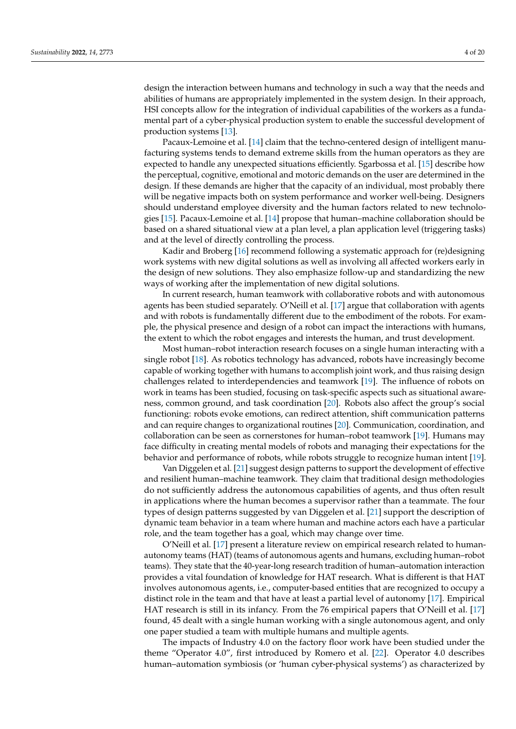design the interaction between humans and technology in such a way that the needs and abilities of humans are appropriately implemented in the system design. In their approach, HSI concepts allow for the integration of individual capabilities of the workers as a fundamental part of a cyber-physical production system to enable the successful development of production systems [13].

Pacaux-Lemoine et al. [14] claim that the techno-centered design of intelligent manufacturing systems tends to demand extreme skills from the human operators as they are expected to handle any unexpected situations efficiently. Sgarbossa et al. [15] describe how the perceptual, cognitive, emotional and motoric demands on the user are determined in the design. If these demands are higher that the capacity of an individual, most probably there will be negative impacts both on system performance and worker well-being. Designers should understand employee diversity and the human factors related to new technologies [15]. Pacaux-Lemoine et al. [14] propose that human–machine collaboration should be based on a shared situational view at a plan level, a plan application level (triggering tasks) and at the level of directly controlling the process.

Kadir and Broberg [16] recommend following a systematic approach for (re)designing work systems with new digital solutions as well as involving all affected workers early in the design of new solutions. They also emphasize follow-up and standardizing the new ways of working after the implementation of new digital solutions.

In current research, human teamwork with collaborative robots and with autonomous agents has been studied separately. O'Neill et al. [17] argue that collaboration with agents and with robots is fundamentally different due to the embodiment of the robots. For example, the physical presence and design of a robot can impact the interactions with humans, the extent to which the robot engages and interests the human, and trust development.

Most human–robot interaction research focuses on a single human interacting with a single robot [18]. As robotics technology has advanced, robots have increasingly become capable of working together with humans to accomplish joint work, and thus raising design challenges related to interdependencies and teamwork [19]. The influence of robots on work in teams has been studied, focusing on task-specific aspects such as situational awareness, common ground, and task coordination [20]. Robots also affect the group's social functioning: robots evoke emotions, can redirect attention, shift communication patterns and can require changes to organizational routines [20]. Communication, coordination, and collaboration can be seen as cornerstones for human–robot teamwork [19]. Humans may face difficulty in creating mental models of robots and managing their expectations for the behavior and performance of robots, while robots struggle to recognize human intent [19].

Van Diggelen et al. [21] suggest design patterns to support the development of effective and resilient human–machine teamwork. They claim that traditional design methodologies do not sufficiently address the autonomous capabilities of agents, and thus often result in applications where the human becomes a supervisor rather than a teammate. The four types of design patterns suggested by van Diggelen et al. [21] support the description of dynamic team behavior in a team where human and machine actors each have a particular role, and the team together has a goal, which may change over time.

O'Neill et al. [17] present a literature review on empirical research related to human-autonomy teams (HAT) (teams of autonomous agents and humans, excluding human–robot teams). They state that the 40-year-long research tradition of human–automation interaction provides a vital foundation of knowledge for HAT research. What is different is that HAT involves autonomous agents, i.e., computer-based entities that are recognized to occupy a distinct role in the team and that have at least a partial level of autonomy [17]. Empirical HAT research is still in its infancy. From the 76 empirical papers that O'Neill et al. [17] found, 45 dealt with a single human working with a single autonomous agent, and only one paper studied a team with multiple humans and multiple agents.

The impacts of Industry 4.0 on the factory floor work have been studied under the theme "Operator 4.0", first introduced by Romero et al. [22]. Operator 4.0 describes human–automation symbiosis (or 'human cyber-physical systems') as characterized by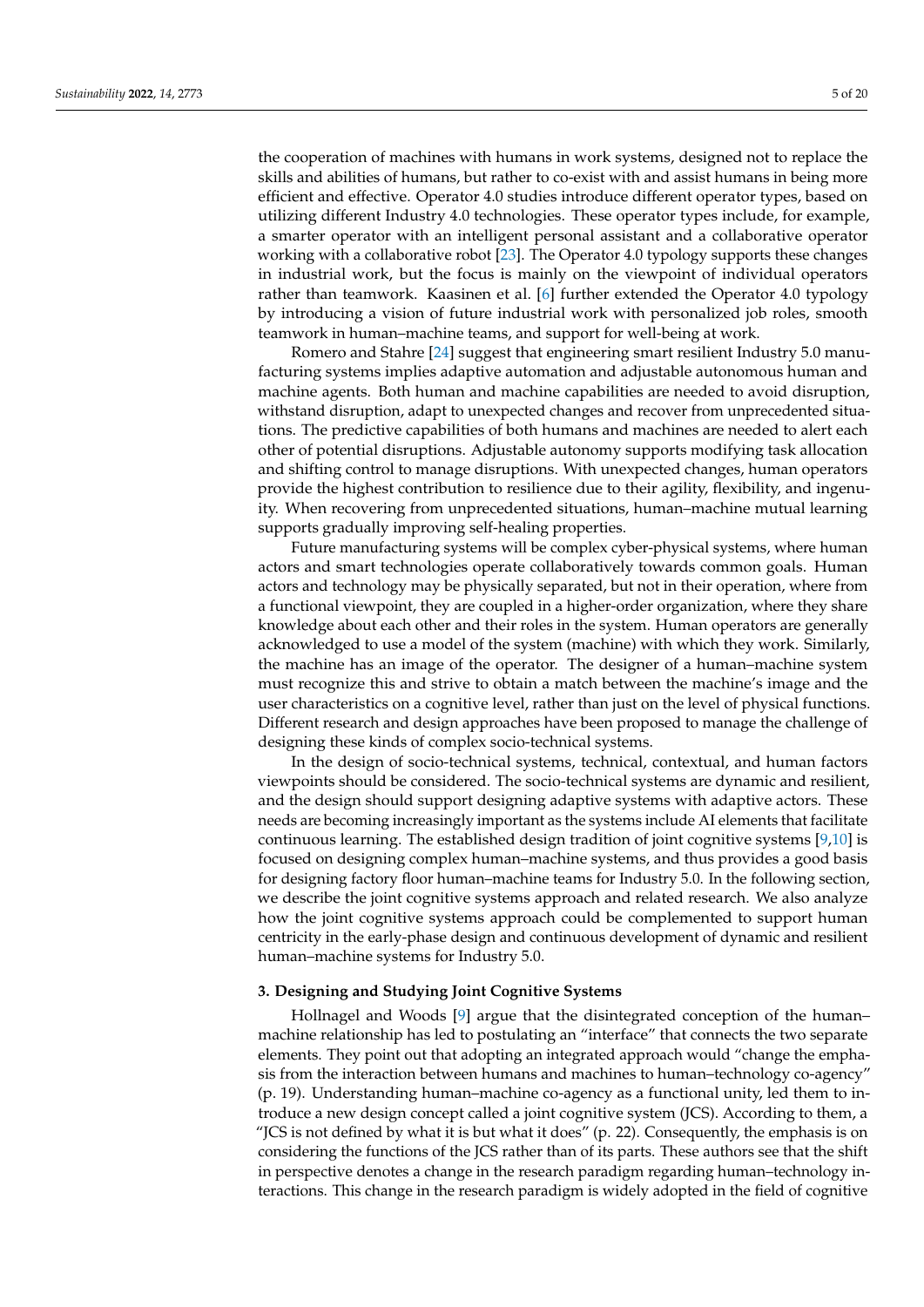the cooperation of machines with humans in work systems, designed not to replace the skills and abilities of humans, but rather to co-exist with and assist humans in being more efficient and effective. Operator 4.0 studies introduce different operator types, based on utilizing different Industry 4.0 technologies. These operator types include, for example, a smarter operator with an intelligent personal assistant and a collaborative operator working with a collaborative robot [23]. The Operator 4.0 typology supports these changes in industrial work, but the focus is mainly on the viewpoint of individual operators rather than teamwork. Kaasinen et al. [6] further extended the Operator 4.0 typology by introducing a vision of future industrial work with personalized job roles, smooth teamwork in human–machine teams, and support for well-being at work.

Romero and Stahre [24] suggest that engineering smart resilient Industry 5.0 manufacturing systems implies adaptive automation and adjustable autonomous human and machine agents. Both human and machine capabilities are needed to avoid disruption, withstand disruption, adapt to unexpected changes and recover from unprecedented situations. The predictive capabilities of both humans and machines are needed to alert each other of potential disruptions. Adjustable autonomy supports modifying task allocation and shifting control to manage disruptions. With unexpected changes, human operators provide the highest contribution to resilience due to their agility, flexibility, and ingenuity. When recovering from unprecedented situations, human–machine mutual learning supports gradually improving self-healing properties.

Future manufacturing systems will be complex cyber-physical systems, where human actors and smart technologies operate collaboratively towards common goals. Human actors and technology may be physically separated, but not in their operation, where from a functional viewpoint, they are coupled in a higher-order organization, where they share knowledge about each other and their roles in the system. Human operators are generally acknowledged to use a model of the system (machine) with which they work. Similarly, the machine has an image of the operator. The designer of a human–machine system must recognize this and strive to obtain a match between the machine's image and the user characteristics on a cognitive level, rather than just on the level of physical functions. Different research and design approaches have been proposed to manage the challenge of designing these kinds of complex socio-technical systems.

In the design of socio-technical systems, technical, contextual, and human factors viewpoints should be considered. The socio-technical systems are dynamic and resilient, and the design should support designing adaptive systems with adaptive actors. These needs are becoming increasingly important as the systems include AI elements that facilitate continuous learning. The established design tradition of joint cognitive systems [9,10] is focused on designing complex human–machine systems, and thus provides a good basis for designing factory floor human–machine teams for Industry 5.0. In the following section, we describe the joint cognitive systems approach and related research. We also analyze how the joint cognitive systems approach could be complemented to support human centricity in the early-phase design and continuous development of dynamic and resilient human–machine systems for Industry 5.0.

## 3. Designing and Studying Joint Cognitive Systems

Hollnagel and Woods [9] argue that the disintegrated conception of the human–machine relationship has led to postulating an "interface" that connects the two separate elements. They point out that adopting an integrated approach would "change the emphasis from the interaction between humans and machines to human–technology co-agency" (p. 19). Understanding human–machine co-agency as a functional unity, led them to introduce a new design concept called a joint cognitive system (JCS). According to them, a "JCS is not defined by what it is but what it does" (p. 22). Consequently, the emphasis is on considering the functions of the JCS rather than of its parts. These authors see that the shift in perspective denotes a change in the research paradigm regarding human–technology interactions. This change in the research paradigm is widely adopted in the field of cognitive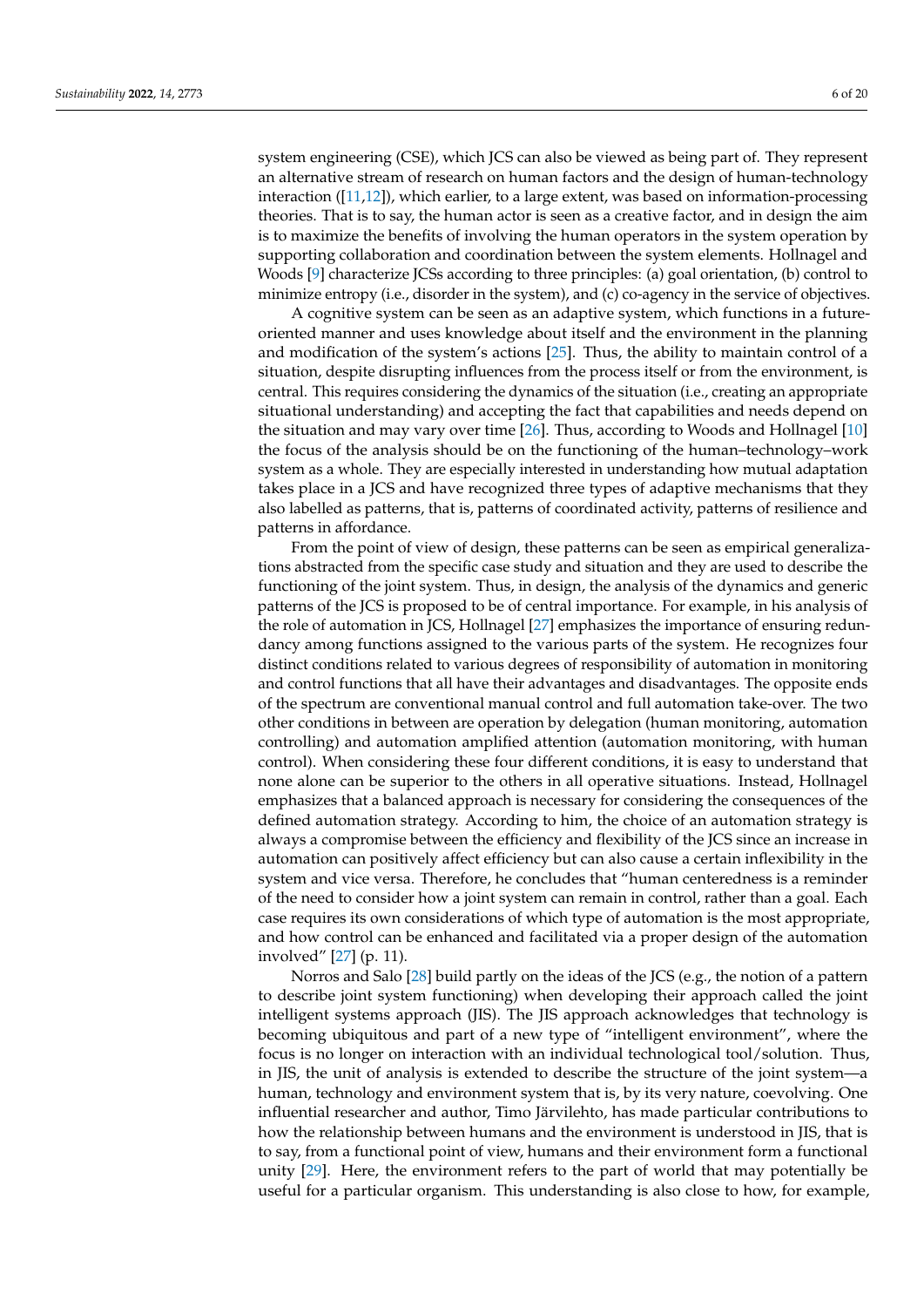system engineering (CSE), which JCS can also be viewed as being part of. They represent an alternative stream of research on human factors and the design of human-technology interaction ([11,12]), which earlier, to a large extent, was based on information-processing theories. That is to say, the human actor is seen as a creative factor, and in design the aim is to maximize the benefits of involving the human operators in the system operation by supporting collaboration and coordination between the system elements. Hollnagel and Woods [9] characterize JCSs according to three principles: (a) goal orientation, (b) control to minimize entropy (i.e., disorder in the system), and (c) co-agency in the service of objectives.

A cognitive system can be seen as an adaptive system, which functions in a future-oriented manner and uses knowledge about itself and the environment in the planning and modification of the system's actions [25]. Thus, the ability to maintain control of a situation, despite disrupting influences from the process itself or from the environment, is central. This requires considering the dynamics of the situation (i.e., creating an appropriate situational understanding) and accepting the fact that capabilities and needs depend on the situation and may vary over time [26]. Thus, according to Woods and Hollnagel [10] the focus of the analysis should be on the functioning of the human–technology–work system as a whole. They are especially interested in understanding how mutual adaptation takes place in a JCS and have recognized three types of adaptive mechanisms that they also labelled as patterns, that is, patterns of coordinated activity, patterns of resilience and patterns in affordance.

From the point of view of design, these patterns can be seen as empirical generalizations abstracted from the specific case study and situation and they are used to describe the functioning of the joint system. Thus, in design, the analysis of the dynamics and generic patterns of the JCS is proposed to be of central importance. For example, in his analysis of the role of automation in JCS, Hollnagel [27] emphasizes the importance of ensuring redundancy among functions assigned to the various parts of the system. He recognizes four distinct conditions related to various degrees of responsibility of automation in monitoring and control functions that all have their advantages and disadvantages. The opposite ends of the spectrum are conventional manual control and full automation take-over. The two other conditions in between are operation by delegation (human monitoring, automation controlling) and automation amplified attention (automation monitoring, with human control). When considering these four different conditions, it is easy to understand that none alone can be superior to the others in all operative situations. Instead, Hollnagel emphasizes that a balanced approach is necessary for considering the consequences of the defined automation strategy. According to him, the choice of an automation strategy is always a compromise between the efficiency and flexibility of the JCS since an increase in automation can positively affect efficiency but can also cause a certain inflexibility in the system and vice versa. Therefore, he concludes that "human centeredness is a reminder of the need to consider how a joint system can remain in control, rather than a goal. Each case requires its own considerations of which type of automation is the most appropriate, and how control can be enhanced and facilitated via a proper design of the automation involved" [27] (p. 11).

Norros and Salo [28] build partly on the ideas of the JCS (e.g., the notion of a pattern to describe joint system functioning) when developing their approach called the joint intelligent systems approach (JIS). The JIS approach acknowledges that technology is becoming ubiquitous and part of a new type of "intelligent environment", where the focus is no longer on interaction with an individual technological tool/solution. Thus, in JIS, the unit of analysis is extended to describe the structure of the joint system—a human, technology and environment system that is, by its very nature, coevolving. One influential researcher and author, Timo Järvilehto, has made particular contributions to how the relationship between humans and the environment is understood in JIS, that is to say, from a functional point of view, humans and their environment form a functional unity [29]. Here, the environment refers to the part of world that may potentially be useful for a particular organism. This understanding is also close to how, for example,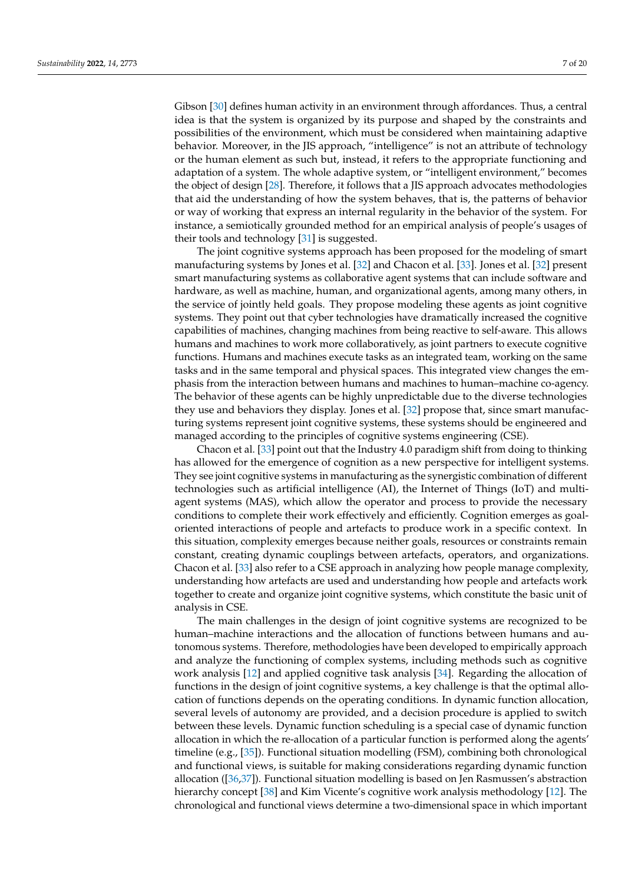Gibson [30] defines human activity in an environment through affordances. Thus, a central idea is that the system is organized by its purpose and shaped by the constraints and possibilities of the environment, which must be considered when maintaining adaptive behavior. Moreover, in the JIS approach, "intelligence" is not an attribute of technology or the human element as such but, instead, it refers to the appropriate functioning and adaptation of a system. The whole adaptive system, or "intelligent environment," becomes the object of design [28]. Therefore, it follows that a JIS approach advocates methodologies that aid the understanding of how the system behaves, that is, the patterns of behavior or way of working that express an internal regularity in the behavior of the system. For instance, a semiotically grounded method for an empirical analysis of people's usages of their tools and technology [31] is suggested.

The joint cognitive systems approach has been proposed for the modeling of smart manufacturing systems by Jones et al. [32] and Chacon et al. [33]. Jones et al. [32] present smart manufacturing systems as collaborative agent systems that can include software and hardware, as well as machine, human, and organizational agents, among many others, in the service of jointly held goals. They propose modeling these agents as joint cognitive systems. They point out that cyber technologies have dramatically increased the cognitive capabilities of machines, changing machines from being reactive to self-aware. This allows humans and machines to work more collaboratively, as joint partners to execute cognitive functions. Humans and machines execute tasks as an integrated team, working on the same tasks and in the same temporal and physical spaces. This integrated view changes the emphasis from the interaction between humans and machines to human–machine co-agency. The behavior of these agents can be highly unpredictable due to the diverse technologies they use and behaviors they display. Jones et al. [32] propose that, since smart manufacturing systems represent joint cognitive systems, these systems should be engineered and managed according to the principles of cognitive systems engineering (CSE).

Chacon et al. [33] point out that the Industry 4.0 paradigm shift from doing to thinking has allowed for the emergence of cognition as a new perspective for intelligent systems. They see joint cognitive systems in manufacturing as the synergistic combination of different technologies such as artificial intelligence (AI), the Internet of Things (IoT) and multi-agent systems (MAS), which allow the operator and process to provide the necessary conditions to complete their work effectively and efficiently. Cognition emerges as goal-oriented interactions of people and artefacts to produce work in a specific context. In this situation, complexity emerges because neither goals, resources or constraints remain constant, creating dynamic couplings between artefacts, operators, and organizations. Chacon et al. [33] also refer to a CSE approach in analyzing how people manage complexity, understanding how artefacts are used and understanding how people and artefacts work together to create and organize joint cognitive systems, which constitute the basic unit of analysis in CSE.

The main challenges in the design of joint cognitive systems are recognized to be human–machine interactions and the allocation of functions between humans and autonomous systems. Therefore, methodologies have been developed to empirically approach and analyze the functioning of complex systems, including methods such as cognitive work analysis [12] and applied cognitive task analysis [34]. Regarding the allocation of functions in the design of joint cognitive systems, a key challenge is that the optimal allocation of functions depends on the operating conditions. In dynamic function allocation, several levels of autonomy are provided, and a decision procedure is applied to switch between these levels. Dynamic function scheduling is a special case of dynamic function allocation in which the re-allocation of a particular function is performed along the agents' timeline (e.g., [35]). Functional situation modelling (FSM), combining both chronological and functional views, is suitable for making considerations regarding dynamic function allocation ([36,37]). Functional situation modelling is based on Jen Rasmussen's abstraction hierarchy concept [38] and Kim Vicente's cognitive work analysis methodology [12]. The chronological and functional views determine a two-dimensional space in which important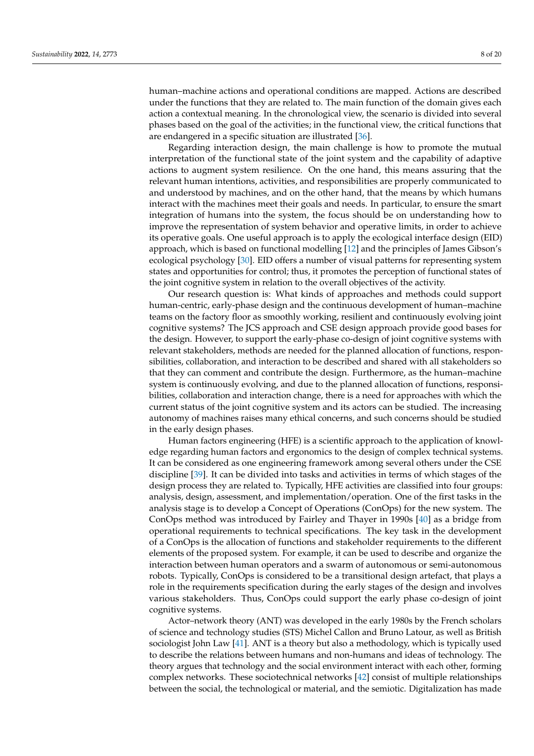human–machine actions and operational conditions are mapped. Actions are described under the functions that they are related to. The main function of the domain gives each action a contextual meaning. In the chronological view, the scenario is divided into several phases based on the goal of the activities; in the functional view, the critical functions that are endangered in a specific situation are illustrated [36].

Regarding interaction design, the main challenge is how to promote the mutual interpretation of the functional state of the joint system and the capability of adaptive actions to augment system resilience. On the one hand, this means assuring that the relevant human intentions, activities, and responsibilities are properly communicated to and understood by machines, and on the other hand, that the means by which humans interact with the machines meet their goals and needs. In particular, to ensure the smart integration of humans into the system, the focus should be on understanding how to improve the representation of system behavior and operative limits, in order to achieve its operative goals. One useful approach is to apply the ecological interface design (EID) approach, which is based on functional modelling [12] and the principles of James Gibson's ecological psychology [30]. EID offers a number of visual patterns for representing system states and opportunities for control; thus, it promotes the perception of functional states of the joint cognitive system in relation to the overall objectives of the activity.

Our research question is: What kinds of approaches and methods could support human-centric, early-phase design and the continuous development of human–machine teams on the factory floor as smoothly working, resilient and continuously evolving joint cognitive systems? The JCS approach and CSE design approach provide good bases for the design. However, to support the early-phase co-design of joint cognitive systems with relevant stakeholders, methods are needed for the planned allocation of functions, responsibilities, collaboration, and interaction to be described and shared with all stakeholders so that they can comment and contribute the design. Furthermore, as the human–machine system is continuously evolving, and due to the planned allocation of functions, responsibilities, collaboration and interaction change, there is a need for approaches with which the current status of the joint cognitive system and its actors can be studied. The increasing autonomy of machines raises many ethical concerns, and such concerns should be studied in the early design phases.

Human factors engineering (HFE) is a scientific approach to the application of knowledge regarding human factors and ergonomics to the design of complex technical systems. It can be considered as one engineering framework among several others under the CSE discipline [39]. It can be divided into tasks and activities in terms of which stages of the design process they are related to. Typically, HFE activities are classified into four groups: analysis, design, assessment, and implementation/operation. One of the first tasks in the analysis stage is to develop a Concept of Operations (ConOps) for the new system. The ConOps method was introduced by Fairley and Thayer in 1990s [40] as a bridge from operational requirements to technical specifications. The key task in the development of a ConOps is the allocation of functions and stakeholder requirements to the different elements of the proposed system. For example, it can be used to describe and organize the interaction between human operators and a swarm of autonomous or semi-autonomous robots. Typically, ConOps is considered to be a transitional design artefact, that plays a role in the requirements specification during the early stages of the design and involves various stakeholders. Thus, ConOps could support the early phase co-design of joint cognitive systems.

Actor–network theory (ANT) was developed in the early 1980s by the French scholars of science and technology studies (STS) Michel Callon and Bruno Latour, as well as British sociologist John Law [41]. ANT is a theory but also a methodology, which is typically used to describe the relations between humans and non-humans and ideas of technology. The theory argues that technology and the social environment interact with each other, forming complex networks. These sociotechnical networks [42] consist of multiple relationships between the social, the technological or material, and the semiotic. Digitalization has made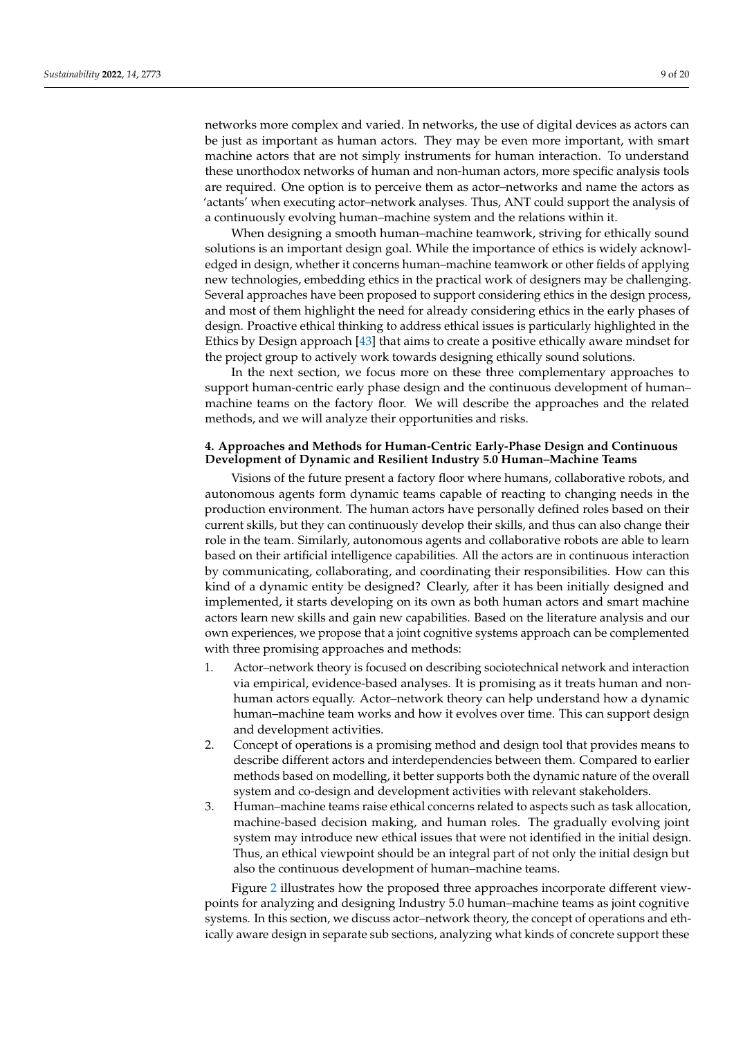networks more complex and varied. In networks, the use of digital devices as actors can be just as important as human actors. They may be even more important, with smart machine actors that are not simply instruments for human interaction. To understand these unorthodox networks of human and non-human actors, more specific analysis tools are required. One option is to perceive them as actor–networks and name the actors as 'actants' when executing actor–network analyses. Thus, ANT could support the analysis of a continuously evolving human–machine system and the relations within it.

When designing a smooth human–machine teamwork, striving for ethically sound solutions is an important design goal. While the importance of ethics is widely acknowledged in design, whether it concerns human–machine teamwork or other fields of applying new technologies, embedding ethics in the practical work of designers may be challenging. Several approaches have been proposed to support considering ethics in the design process, and most of them highlight the need for already considering ethics in the early phases of design. Proactive ethical thinking to address ethical issues is particularly highlighted in the Ethics by Design approach [43] that aims to create a positive ethically aware mindset for the project group to actively work towards designing ethically sound solutions.

In the next section, we focus more on these three complementary approaches to support human-centric early phase design and the continuous development of human–machine teams on the factory floor. We will describe the approaches and the related methods, and we will analyze their opportunities and risks.

## 4. Approaches and Methods for Human-Centric Early-Phase Design and Continuous Development of Dynamic and Resilient Industry 5.0 Human–Machine Teams

Visions of the future present a factory floor where humans, collaborative robots, and autonomous agents form dynamic teams capable of reacting to changing needs in the production environment. The human actors have personally defined roles based on their current skills, but they can continuously develop their skills, and thus can also change their role in the team. Similarly, autonomous agents and collaborative robots are able to learn based on their artificial intelligence capabilities. All the actors are in continuous interaction by communicating, collaborating, and coordinating their responsibilities. How can this kind of a dynamic entity be designed? Clearly, after it has been initially designed and implemented, it starts developing on its own as both human actors and smart machine actors learn new skills and gain new capabilities. Based on the literature analysis and our own experiences, we propose that a joint cognitive systems approach can be complemented with three promising approaches and methods:

1. Actor–network theory is focused on describing sociotechnical network and interaction via empirical, evidence-based analyses. It is promising as it treats human and non-human actors equally. Actor–network theory can help understand how a dynamic human–machine team works and how it evolves over time. This can support design and development activities.
2. Concept of operations is a promising method and design tool that provides means to describe different actors and interdependencies between them. Compared to earlier methods based on modelling, it better supports both the dynamic nature of the overall system and co-design and development activities with relevant stakeholders.
3. Human–machine teams raise ethical concerns related to aspects such as task allocation, machine-based decision making, and human roles. The gradually evolving joint system may introduce new ethical issues that were not identified in the initial design. Thus, an ethical viewpoint should be an integral part of not only the initial design but also the continuous development of human–machine teams.

Figure 2 illustrates how the proposed three approaches incorporate different viewpoints for analyzing and designing Industry 5.0 human–machine teams as joint cognitive systems. In this section, we discuss actor–network theory, the concept of operations and ethically aware design in separate sub sections, analyzing what kinds of concrete support these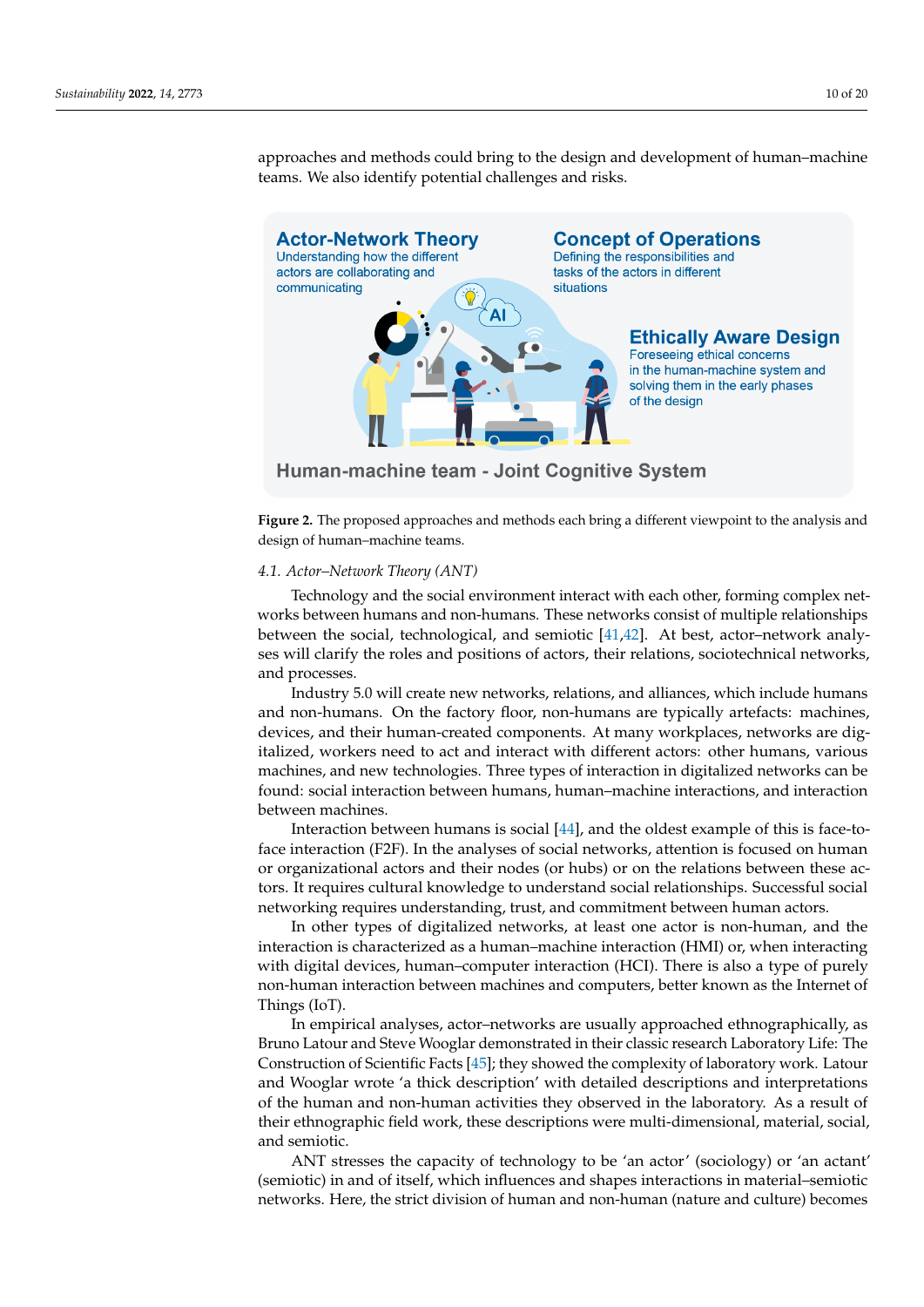approaches and methods could bring to the design and development of human–machine teams. We also identify potential challenges and risks.

**Figure 2.** The proposed approaches and methods each bring a different viewpoint to the analysis and design of human–machine teams.

*4.1. Actor–Network Theory (ANT)*

Technology and the social environment interact with each other, forming complex networks between humans and non-humans. These networks consist of multiple relationships between the social, technological, and semiotic [41,42]. At best, actor–network analyses will clarify the roles and positions of actors, their relations, sociotechnical networks, and processes.

Industry 5.0 will create new networks, relations, and alliances, which include humans and non-humans. On the factory floor, non-humans are typically artefacts: machines, devices, and their human-created components. At many workplaces, networks are digitalized, workers need to act and interact with different actors: other humans, various machines, and new technologies. Three types of interaction in digitalized networks can be found: social interaction between humans, human–machine interactions, and interaction between machines.

Interaction between humans is social [44], and the oldest example of this is face-to-face interaction (F2F). In the analyses of social networks, attention is focused on human or organizational actors and their nodes (or hubs) or on the relations between these actors. It requires cultural knowledge to understand social relationships. Successful social networking requires understanding, trust, and commitment between human actors.

In other types of digitalized networks, at least one actor is non-human, and the interaction is characterized as a human–machine interaction (HMI) or, when interacting with digital devices, human–computer interaction (HCI). There is also a type of purely non-human interaction between machines and computers, better known as the Internet of Things (IoT).

In empirical analyses, actor–networks are usually approached ethnographically, as Bruno Latour and Steve Wooglar demonstrated in their classic research Laboratory Life: The Construction of Scientific Facts [45]; they showed the complexity of laboratory work. Latour and Wooglar wrote 'a thick description' with detailed descriptions and interpretations of the human and non-human activities they observed in the laboratory. As a result of their ethnographic field work, these descriptions were multi-dimensional, material, social, and semiotic.

ANT stresses the capacity of technology to be 'an actor' (sociology) or 'an actant' (semiotic) in and of itself, which influences and shapes interactions in material–semiotic networks. Here, the strict division of human and non-human (nature and culture) becomes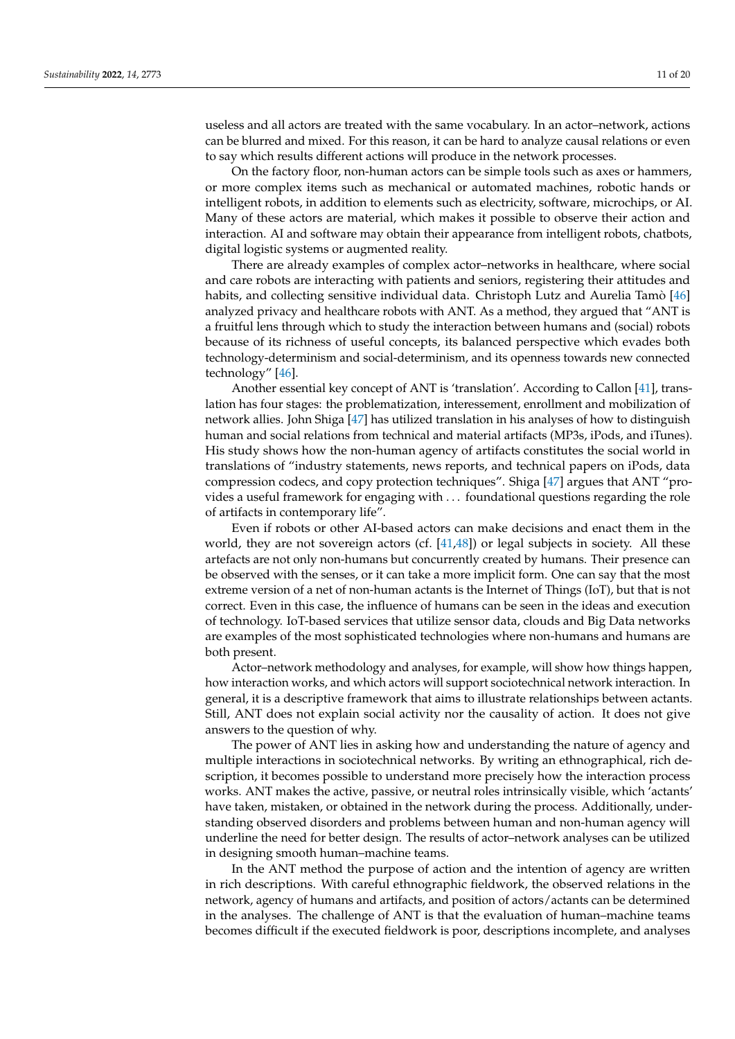useless and all actors are treated with the same vocabulary. In an actor–network, actions can be blurred and mixed. For this reason, it can be hard to analyze causal relations or even to say which results different actions will produce in the network processes.

On the factory floor, non-human actors can be simple tools such as axes or hammers, or more complex items such as mechanical or automated machines, robotic hands or intelligent robots, in addition to elements such as electricity, software, microchips, or AI. Many of these actors are material, which makes it possible to observe their action and interaction. AI and software may obtain their appearance from intelligent robots, chatbots, digital logistic systems or augmented reality.

There are already examples of complex actor–networks in healthcare, where social and care robots are interacting with patients and seniors, registering their attitudes and habits, and collecting sensitive individual data. Christoph Lutz and Aurelia Tamò [46] analyzed privacy and healthcare robots with ANT. As a method, they argued that "ANT is a fruitful lens through which to study the interaction between humans and (social) robots because of its richness of useful concepts, its balanced perspective which evades both technology-determinism and social-determinism, and its openness towards new connected technology" [46].

Another essential key concept of ANT is 'translation'. According to Callon [41], translation has four stages: the problematization, interessement, enrollment and mobilization of network allies. John Shiga [47] has utilized translation in his analyses of how to distinguish human and social relations from technical and material artifacts (MP3s, iPods, and iTunes). His study shows how the non-human agency of artifacts constitutes the social world in translations of "industry statements, news reports, and technical papers on iPods, data compression codecs, and copy protection techniques". Shiga [47] argues that ANT "provides a useful framework for engaging with . . . foundational questions regarding the role of artifacts in contemporary life".

Even if robots or other AI-based actors can make decisions and enact them in the world, they are not sovereign actors (cf. [41,48]) or legal subjects in society. All these artefacts are not only non-humans but concurrently created by humans. Their presence can be observed with the senses, or it can take a more implicit form. One can say that the most extreme version of a net of non-human actants is the Internet of Things (IoT), but that is not correct. Even in this case, the influence of humans can be seen in the ideas and execution of technology. IoT-based services that utilize sensor data, clouds and Big Data networks are examples of the most sophisticated technologies where non-humans and humans are both present.

Actor–network methodology and analyses, for example, will show how things happen, how interaction works, and which actors will support sociotechnical network interaction. In general, it is a descriptive framework that aims to illustrate relationships between actants. Still, ANT does not explain social activity nor the causality of action. It does not give answers to the question of why.

The power of ANT lies in asking how and understanding the nature of agency and multiple interactions in sociotechnical networks. By writing an ethnographical, rich description, it becomes possible to understand more precisely how the interaction process works. ANT makes the active, passive, or neutral roles intrinsically visible, which 'actants' have taken, mistaken, or obtained in the network during the process. Additionally, understanding observed disorders and problems between human and non-human agency will underline the need for better design. The results of actor–network analyses can be utilized in designing smooth human–machine teams.

In the ANT method the purpose of action and the intention of agency are written in rich descriptions. With careful ethnographic fieldwork, the observed relations in the network, agency of humans and artifacts, and position of actors/actants can be determined in the analyses. The challenge of ANT is that the evaluation of human–machine teams becomes difficult if the executed fieldwork is poor, descriptions incomplete, and analyses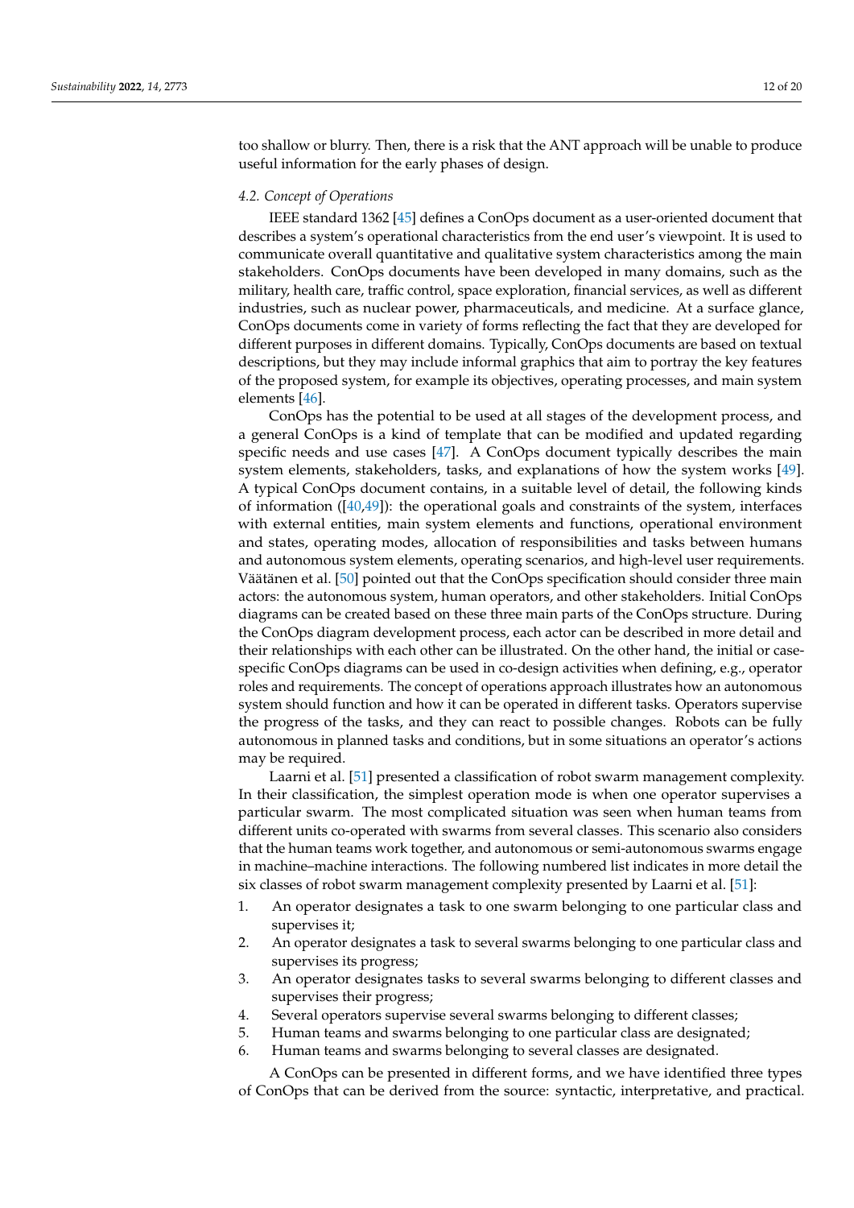too shallow or blurry. Then, there is a risk that the ANT approach will be unable to produce useful information for the early phases of design.

### 4.2. Concept of Operations

IEEE standard 1362 [45] defines a ConOps document as a user-oriented document that describes a system's operational characteristics from the end user's viewpoint. It is used to communicate overall quantitative and qualitative system characteristics among the main stakeholders. ConOps documents have been developed in many domains, such as the military, health care, traffic control, space exploration, financial services, as well as different industries, such as nuclear power, pharmaceuticals, and medicine. At a surface glance, ConOps documents come in variety of forms reflecting the fact that they are developed for different purposes in different domains. Typically, ConOps documents are based on textual descriptions, but they may include informal graphics that aim to portray the key features of the proposed system, for example its objectives, operating processes, and main system elements [46].

ConOps has the potential to be used at all stages of the development process, and a general ConOps is a kind of template that can be modified and updated regarding specific needs and use cases [47]. A ConOps document typically describes the main system elements, stakeholders, tasks, and explanations of how the system works [49]. A typical ConOps document contains, in a suitable level of detail, the following kinds of information ([40,49]): the operational goals and constraints of the system, interfaces with external entities, main system elements and functions, operational environment and states, operating modes, allocation of responsibilities and tasks between humans and autonomous system elements, operating scenarios, and high-level user requirements. Väätänen et al. [50] pointed out that the ConOps specification should consider three main actors: the autonomous system, human operators, and other stakeholders. Initial ConOps diagrams can be created based on these three main parts of the ConOps structure. During the ConOps diagram development process, each actor can be described in more detail and their relationships with each other can be illustrated. On the other hand, the initial or case-specific ConOps diagrams can be used in co-design activities when defining, e.g., operator roles and requirements. The concept of operations approach illustrates how an autonomous system should function and how it can be operated in different tasks. Operators supervise the progress of the tasks, and they can react to possible changes. Robots can be fully autonomous in planned tasks and conditions, but in some situations an operator's actions may be required.

Laarni et al. [51] presented a classification of robot swarm management complexity. In their classification, the simplest operation mode is when one operator supervises a particular swarm. The most complicated situation was seen when human teams from different units co-operated with swarms from several classes. This scenario also considers that the human teams work together, and autonomous or semi-autonomous swarms engage in machine–machine interactions. The following numbered list indicates in more detail the six classes of robot swarm management complexity presented by Laarni et al. [51]:

1. An operator designates a task to one swarm belonging to one particular class and supervises it;
2. An operator designates a task to several swarms belonging to one particular class and supervises its progress;
3. An operator designates tasks to several swarms belonging to different classes and supervises their progress;
4. Several operators supervise several swarms belonging to different classes;
5. Human teams and swarms belonging to one particular class are designated;
6. Human teams and swarms belonging to several classes are designated.

A ConOps can be presented in different forms, and we have identified three types of ConOps that can be derived from the source: syntactic, interpretative, and practical.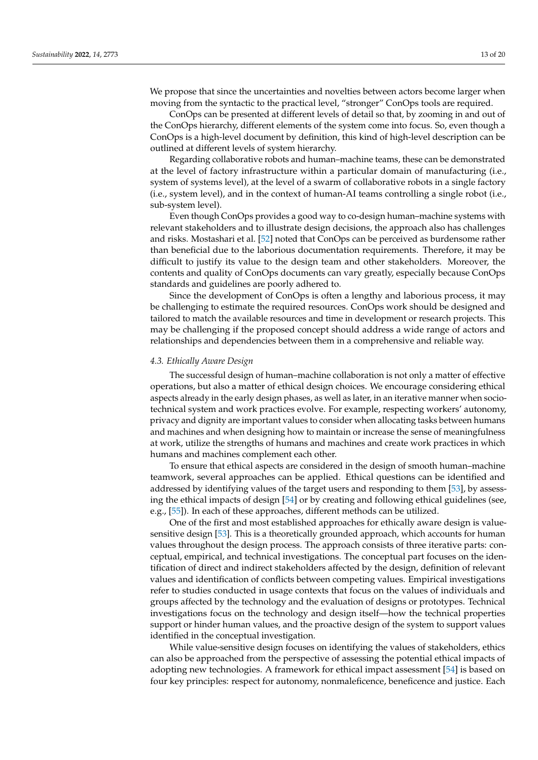We propose that since the uncertainties and novelties between actors become larger when moving from the syntactic to the practical level, "stronger" ConOps tools are required.

ConOps can be presented at different levels of detail so that, by zooming in and out of the ConOps hierarchy, different elements of the system come into focus. So, even though a ConOps is a high-level document by definition, this kind of high-level description can be outlined at different levels of system hierarchy.

Regarding collaborative robots and human–machine teams, these can be demonstrated at the level of factory infrastructure within a particular domain of manufacturing (i.e., system of systems level), at the level of a swarm of collaborative robots in a single factory (i.e., system level), and in the context of human-AI teams controlling a single robot (i.e., sub-system level).

Even though ConOps provides a good way to co-design human–machine systems with relevant stakeholders and to illustrate design decisions, the approach also has challenges and risks. Mostashari et al. [52] noted that ConOps can be perceived as burdensome rather than beneficial due to the laborious documentation requirements. Therefore, it may be difficult to justify its value to the design team and other stakeholders. Moreover, the contents and quality of ConOps documents can vary greatly, especially because ConOps standards and guidelines are poorly adhered to.

Since the development of ConOps is often a lengthy and laborious process, it may be challenging to estimate the required resources. ConOps work should be designed and tailored to match the available resources and time in development or research projects. This may be challenging if the proposed concept should address a wide range of actors and relationships and dependencies between them in a comprehensive and reliable way.

### *4.3. Ethically Aware Design*

The successful design of human–machine collaboration is not only a matter of effective operations, but also a matter of ethical design choices. We encourage considering ethical aspects already in the early design phases, as well as later, in an iterative manner when socio-technical system and work practices evolve. For example, respecting workers' autonomy, privacy and dignity are important values to consider when allocating tasks between humans and machines and when designing how to maintain or increase the sense of meaningfulness at work, utilize the strengths of humans and machines and create work practices in which humans and machines complement each other.

To ensure that ethical aspects are considered in the design of smooth human–machine teamwork, several approaches can be applied. Ethical questions can be identified and addressed by identifying values of the target users and responding to them [53], by assessing the ethical impacts of design [54] or by creating and following ethical guidelines (see, e.g., [55]). In each of these approaches, different methods can be utilized.

One of the first and most established approaches for ethically aware design is value-sensitive design [53]. This is a theoretically grounded approach, which accounts for human values throughout the design process. The approach consists of three iterative parts: conceptual, empirical, and technical investigations. The conceptual part focuses on the identification of direct and indirect stakeholders affected by the design, definition of relevant values and identification of conflicts between competing values. Empirical investigations refer to studies conducted in usage contexts that focus on the values of individuals and groups affected by the technology and the evaluation of designs or prototypes. Technical investigations focus on the technology and design itself—how the technical properties support or hinder human values, and the proactive design of the system to support values identified in the conceptual investigation.

While value-sensitive design focuses on identifying the values of stakeholders, ethics can also be approached from the perspective of assessing the potential ethical impacts of adopting new technologies. A framework for ethical impact assessment [54] is based on four key principles: respect for autonomy, nonmaleficence, beneficence and justice. Each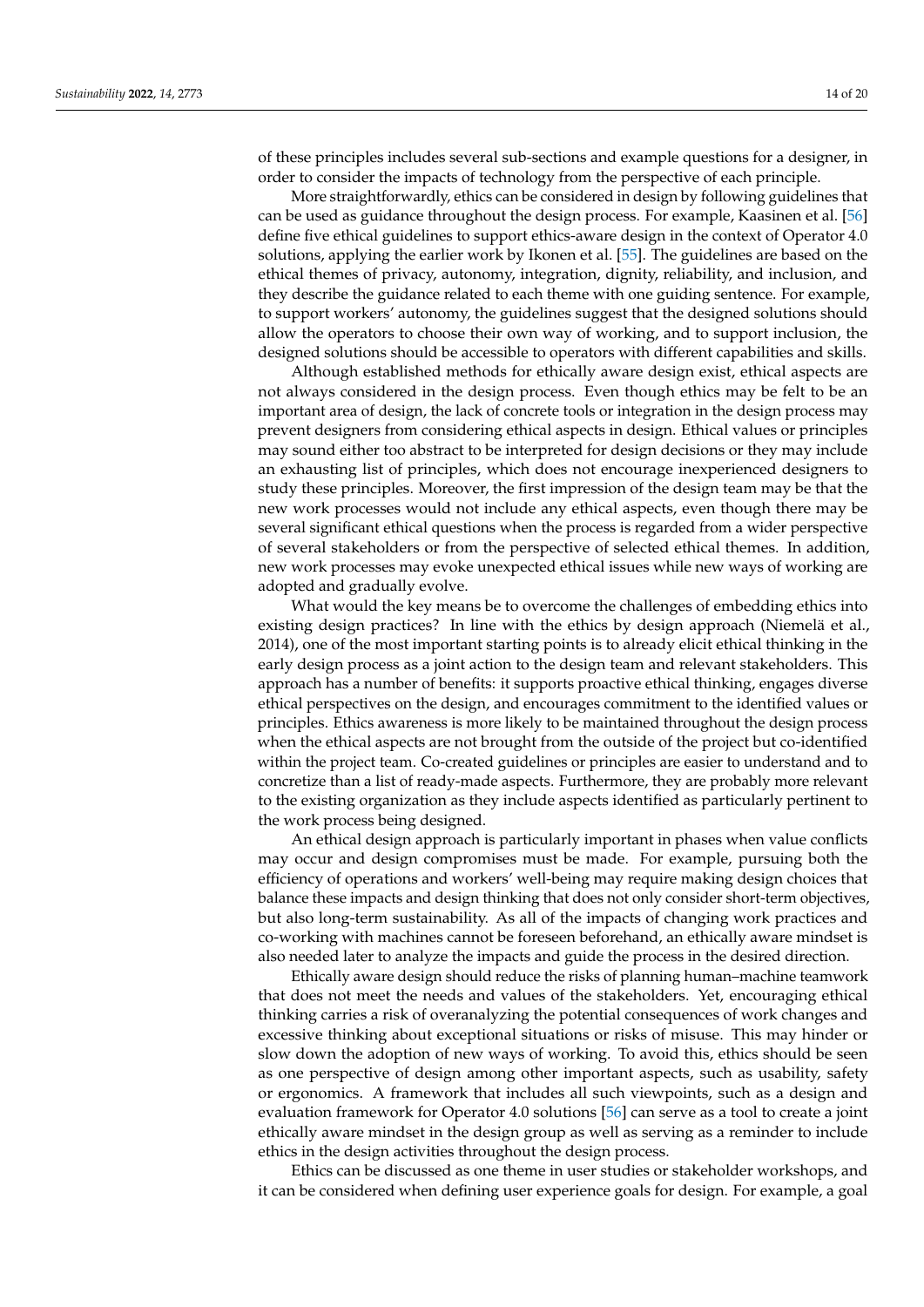of these principles includes several sub-sections and example questions for a designer, in order to consider the impacts of technology from the perspective of each principle.

More straightforwardly, ethics can be considered in design by following guidelines that can be used as guidance throughout the design process. For example, Kaasinen et al. [56] define five ethical guidelines to support ethics-aware design in the context of Operator 4.0 solutions, applying the earlier work by Ikonen et al. [55]. The guidelines are based on the ethical themes of privacy, autonomy, integration, dignity, reliability, and inclusion, and they describe the guidance related to each theme with one guiding sentence. For example, to support workers' autonomy, the guidelines suggest that the designed solutions should allow the operators to choose their own way of working, and to support inclusion, the designed solutions should be accessible to operators with different capabilities and skills.

Although established methods for ethically aware design exist, ethical aspects are not always considered in the design process. Even though ethics may be felt to be an important area of design, the lack of concrete tools or integration in the design process may prevent designers from considering ethical aspects in design. Ethical values or principles may sound either too abstract to be interpreted for design decisions or they may include an exhausting list of principles, which does not encourage inexperienced designers to study these principles. Moreover, the first impression of the design team may be that the new work processes would not include any ethical aspects, even though there may be several significant ethical questions when the process is regarded from a wider perspective of several stakeholders or from the perspective of selected ethical themes. In addition, new work processes may evoke unexpected ethical issues while new ways of working are adopted and gradually evolve.

What would the key means be to overcome the challenges of embedding ethics into existing design practices? In line with the ethics by design approach (Niemelä et al., 2014), one of the most important starting points is to already elicit ethical thinking in the early design process as a joint action to the design team and relevant stakeholders. This approach has a number of benefits: it supports proactive ethical thinking, engages diverse ethical perspectives on the design, and encourages commitment to the identified values or principles. Ethics awareness is more likely to be maintained throughout the design process when the ethical aspects are not brought from the outside of the project but co-identified within the project team. Co-created guidelines or principles are easier to understand and to concretize than a list of ready-made aspects. Furthermore, they are probably more relevant to the existing organization as they include aspects identified as particularly pertinent to the work process being designed.

An ethical design approach is particularly important in phases when value conflicts may occur and design compromises must be made. For example, pursuing both the efficiency of operations and workers' well-being may require making design choices that balance these impacts and design thinking that does not only consider short-term objectives, but also long-term sustainability. As all of the impacts of changing work practices and co-working with machines cannot be foreseen beforehand, an ethically aware mindset is also needed later to analyze the impacts and guide the process in the desired direction.

Ethically aware design should reduce the risks of planning human–machine teamwork that does not meet the needs and values of the stakeholders. Yet, encouraging ethical thinking carries a risk of overanalyzing the potential consequences of work changes and excessive thinking about exceptional situations or risks of misuse. This may hinder or slow down the adoption of new ways of working. To avoid this, ethics should be seen as one perspective of design among other important aspects, such as usability, safety or ergonomics. A framework that includes all such viewpoints, such as a design and evaluation framework for Operator 4.0 solutions [56] can serve as a tool to create a joint ethically aware mindset in the design group as well as serving as a reminder to include ethics in the design activities throughout the design process.

Ethics can be discussed as one theme in user studies or stakeholder workshops, and it can be considered when defining user experience goals for design. For example, a goal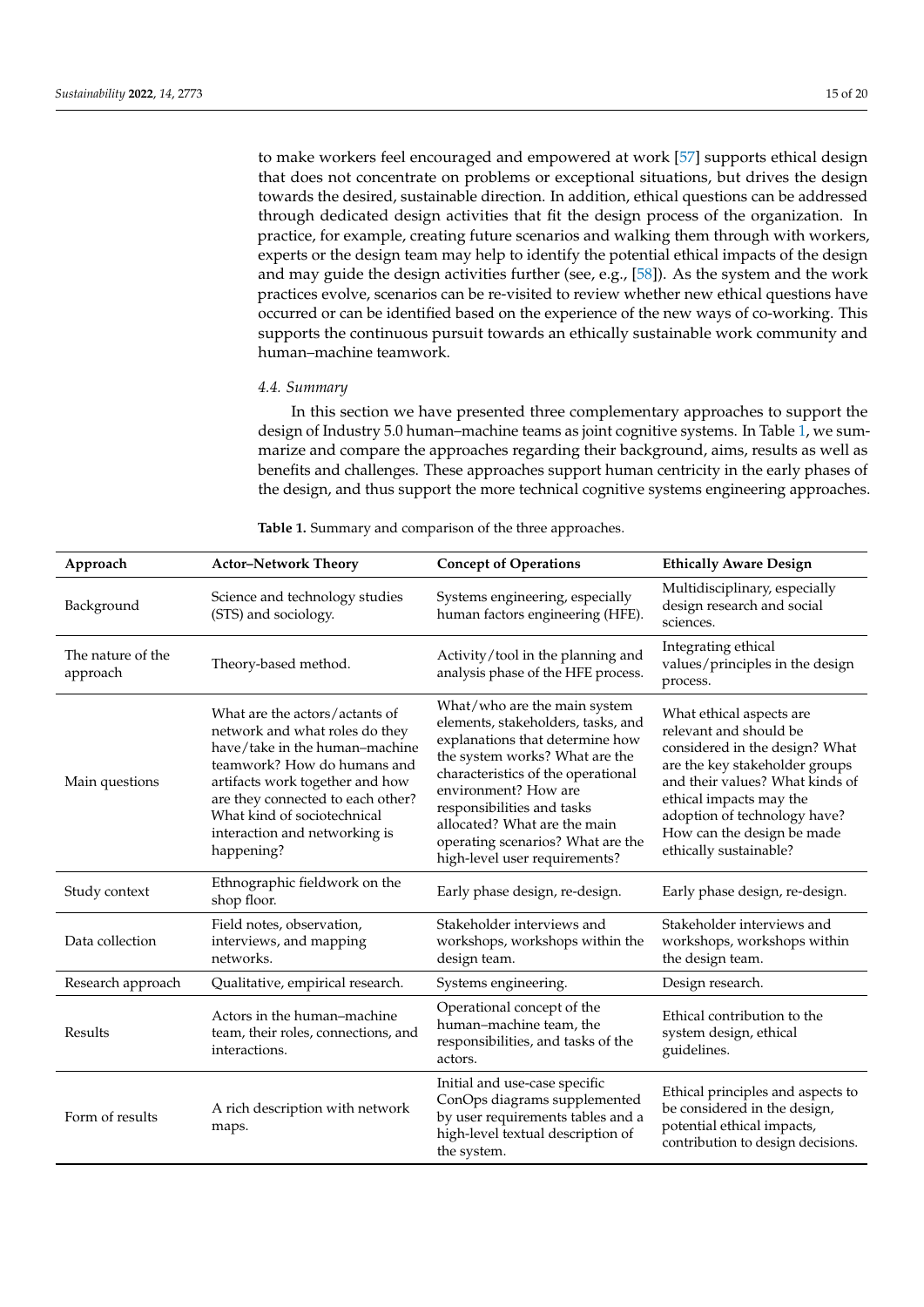to make workers feel encouraged and empowered at work [57] supports ethical design that does not concentrate on problems or exceptional situations, but drives the design towards the desired, sustainable direction. In addition, ethical questions can be addressed through dedicated design activities that fit the design process of the organization. In practice, for example, creating future scenarios and walking them through with workers, experts or the design team may help to identify the potential ethical impacts of the design and may guide the design activities further (see, e.g., [58]). As the system and the work practices evolve, scenarios can be re-visited to review whether new ethical questions have occurred or can be identified based on the experience of the new ways of co-working. This supports the continuous pursuit towards an ethically sustainable work community and human–machine teamwork.

### 4.4. Summary

In this section we have presented three complementary approaches to support the design of Industry 5.0 human–machine teams as joint cognitive systems. In Table 1, we summarize and compare the approaches regarding their background, aims, results as well as benefits and challenges. These approaches support human centricity in the early phases of the design, and thus support the more technical cognitive systems engineering approaches.

**Table 1.** Summary and comparison of the three approaches.

| Approach | Actor–Network Theory | Concept of Operations | Ethically Aware Design |
|---|---|---|---|
| Background | Science and technology studies (STS) and sociology. | Systems engineering, especially human factors engineering (HFE). | Multidisciplinary, especially design research and social sciences. |
| The nature of the approach | Theory-based method. | Activity/tool in the planning and analysis phase of the HFE process. | Integrating ethical values/principles in the design process. |
| Main questions | What are the actors/actants of network and what roles do they have/take in the human–machine teamwork? How do humans and artifacts work together and how are they connected to each other? What kind of sociotechnical interaction and networking is happening? | What/who are the main system elements, stakeholders, tasks, and explanations that determine how the system works? What are the characteristics of the operational environment? How are responsibilities and tasks allocated? What are the main operating scenarios? What are the high-level user requirements? | What ethical aspects are relevant and should be considered in the design? What are the key stakeholder groups and their values? What kinds of ethical impacts may the adoption of technology have? How can the design be made ethically sustainable? |
| Study context | Ethnographic fieldwork on the shop floor. | Early phase design, re-design. | Early phase design, re-design. |
| Data collection | Field notes, observation, interviews, and mapping networks. | Stakeholder interviews and workshops, workshops within the design team. | Stakeholder interviews and workshops, workshops within the design team. |
| Research approach | Qualitative, empirical research. | Systems engineering. | Design research. |
| Results | Actors in the human–machine team, their roles, connections, and interactions. | Operational concept of the human–machine team, the responsibilities, and tasks of the actors. | Ethical contribution to the system design, ethical guidelines. |
| Form of results | A rich description with network maps. | Initial and use-case specific ConOps diagrams supplemented by user requirements tables and a high-level textual description of the system. | Ethical principles and aspects to be considered in the design, potential ethical impacts, contribution to design decisions. |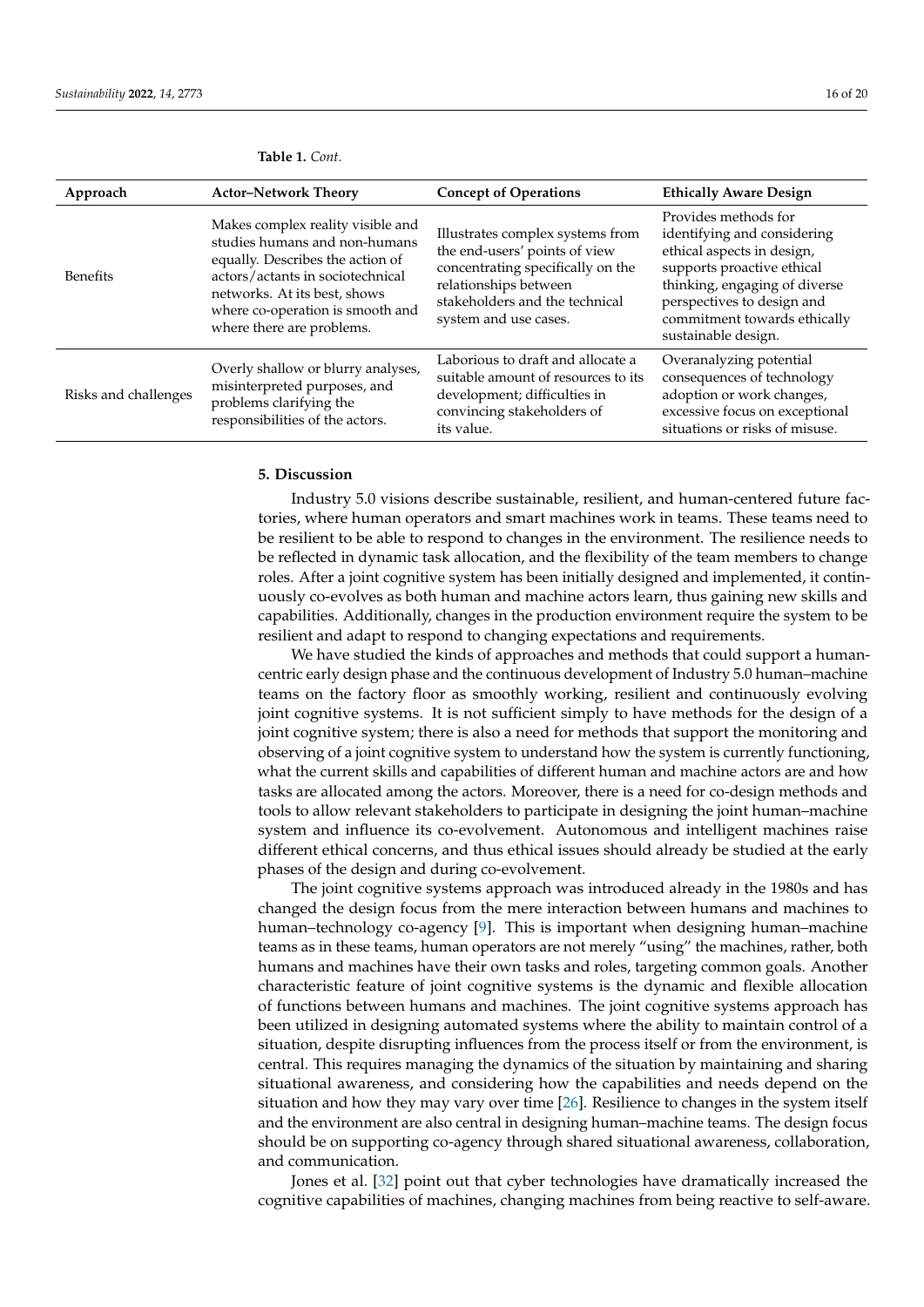**Table 1.** *Cont.*

| Approach | Actor–Network Theory | Concept of Operations | Ethically Aware Design |
|---|---|---|---|
| Benefits | Makes complex reality visible and studies humans and non-humans equally. Describes the action of actors/actants in sociotechnical networks. At its best, shows where co-operation is smooth and where there are problems. | Illustrates complex systems from the end-users' points of view concentrating specifically on the relationships between stakeholders and the technical system and use cases. | Provides methods for identifying and considering ethical aspects in design, supports proactive ethical thinking, engaging of diverse perspectives to design and commitment towards ethically sustainable design. |
| Risks and challenges | Overly shallow or blurry analyses, misinterpreted purposes, and problems clarifying the responsibilities of the actors. | Laborious to draft and allocate a suitable amount of resources to its development; difficulties in convincing stakeholders of its value. | Overanalyzing potential consequences of technology adoption or work changes, excessive focus on exceptional situations or risks of misuse. |

## 5. Discussion

Industry 5.0 visions describe sustainable, resilient, and human-centered future factories, where human operators and smart machines work in teams. These teams need to be resilient to be able to respond to changes in the environment. The resilience needs to be reflected in dynamic task allocation, and the flexibility of the team members to change roles. After a joint cognitive system has been initially designed and implemented, it continuously co-evolves as both human and machine actors learn, thus gaining new skills and capabilities. Additionally, changes in the production environment require the system to be resilient and adapt to respond to changing expectations and requirements.

We have studied the kinds of approaches and methods that could support a human-centric early design phase and the continuous development of Industry 5.0 human–machine teams on the factory floor as smoothly working, resilient and continuously evolving joint cognitive systems. It is not sufficient simply to have methods for the design of a joint cognitive system; there is also a need for methods that support the monitoring and observing of a joint cognitive system to understand how the system is currently functioning, what the current skills and capabilities of different human and machine actors are and how tasks are allocated among the actors. Moreover, there is a need for co-design methods and tools to allow relevant stakeholders to participate in designing the joint human–machine system and influence its co-evolvement. Autonomous and intelligent machines raise different ethical concerns, and thus ethical issues should already be studied at the early phases of the design and during co-evolvement.

The joint cognitive systems approach was introduced already in the 1980s and has changed the design focus from the mere interaction between humans and machines to human–technology co-agency [9]. This is important when designing human–machine teams as in these teams, human operators are not merely "using" the machines, rather, both humans and machines have their own tasks and roles, targeting common goals. Another characteristic feature of joint cognitive systems is the dynamic and flexible allocation of functions between humans and machines. The joint cognitive systems approach has been utilized in designing automated systems where the ability to maintain control of a situation, despite disrupting influences from the process itself or from the environment, is central. This requires managing the dynamics of the situation by maintaining and sharing situational awareness, and considering how the capabilities and needs depend on the situation and how they may vary over time [26]. Resilience to changes in the system itself and the environment are also central in designing human–machine teams. The design focus should be on supporting co-agency through shared situational awareness, collaboration, and communication.

Jones et al. [32] point out that cyber technologies have dramatically increased the cognitive capabilities of machines, changing machines from being reactive to self-aware.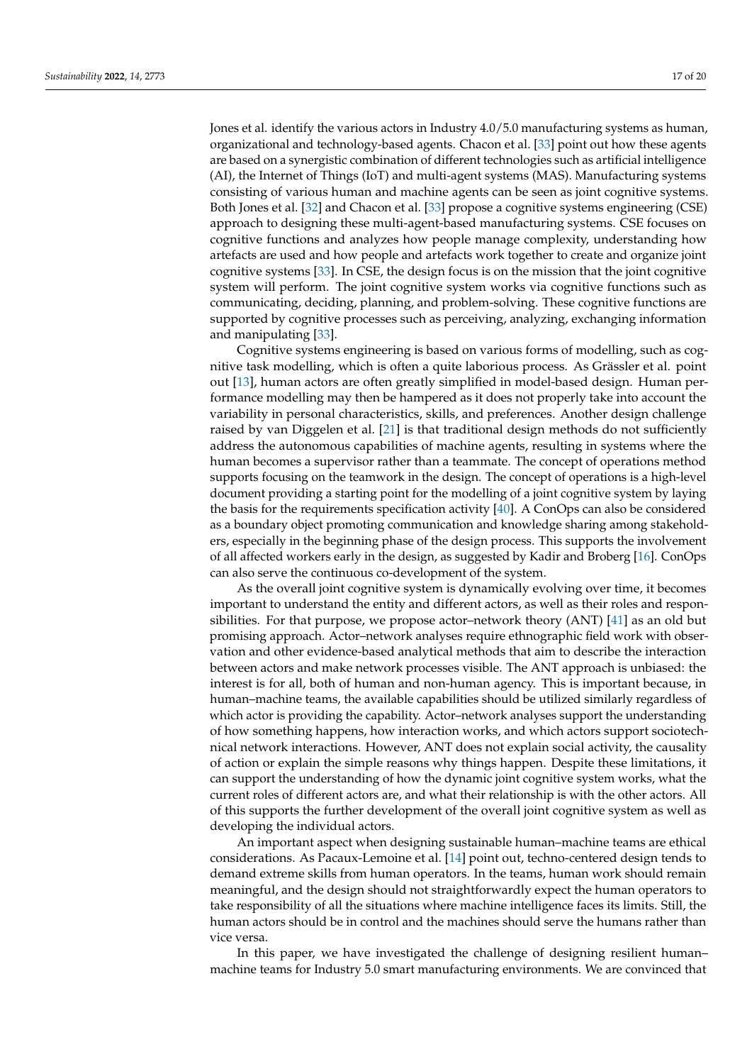Jones et al. identify the various actors in Industry 4.0/5.0 manufacturing systems as human, organizational and technology-based agents. Chacon et al. [33] point out how these agents are based on a synergistic combination of different technologies such as artificial intelligence (AI), the Internet of Things (IoT) and multi-agent systems (MAS). Manufacturing systems consisting of various human and machine agents can be seen as joint cognitive systems. Both Jones et al. [32] and Chacon et al. [33] propose a cognitive systems engineering (CSE) approach to designing these multi-agent-based manufacturing systems. CSE focuses on cognitive functions and analyzes how people manage complexity, understanding how artefacts are used and how people and artefacts work together to create and organize joint cognitive systems [33]. In CSE, the design focus is on the mission that the joint cognitive system will perform. The joint cognitive system works via cognitive functions such as communicating, deciding, planning, and problem-solving. These cognitive functions are supported by cognitive processes such as perceiving, analyzing, exchanging information and manipulating [33].

Cognitive systems engineering is based on various forms of modelling, such as cognitive task modelling, which is often a quite laborious process. As Grässler et al. point out [13], human actors are often greatly simplified in model-based design. Human performance modelling may then be hampered as it does not properly take into account the variability in personal characteristics, skills, and preferences. Another design challenge raised by van Diggelen et al. [21] is that traditional design methods do not sufficiently address the autonomous capabilities of machine agents, resulting in systems where the human becomes a supervisor rather than a teammate. The concept of operations method supports focusing on the teamwork in the design. The concept of operations is a high-level document providing a starting point for the modelling of a joint cognitive system by laying the basis for the requirements specification activity [40]. A ConOps can also be considered as a boundary object promoting communication and knowledge sharing among stakeholders, especially in the beginning phase of the design process. This supports the involvement of all affected workers early in the design, as suggested by Kadir and Broberg [16]. ConOps can also serve the continuous co-development of the system.

As the overall joint cognitive system is dynamically evolving over time, it becomes important to understand the entity and different actors, as well as their roles and responsibilities. For that purpose, we propose actor–network theory (ANT) [41] as an old but promising approach. Actor–network analyses require ethnographic field work with observation and other evidence-based analytical methods that aim to describe the interaction between actors and make network processes visible. The ANT approach is unbiased: the interest is for all, both of human and non-human agency. This is important because, in human–machine teams, the available capabilities should be utilized similarly regardless of which actor is providing the capability. Actor–network analyses support the understanding of how something happens, how interaction works, and which actors support sociotechnical network interactions. However, ANT does not explain social activity, the causality of action or explain the simple reasons why things happen. Despite these limitations, it can support the understanding of how the dynamic joint cognitive system works, what the current roles of different actors are, and what their relationship is with the other actors. All of this supports the further development of the overall joint cognitive system as well as developing the individual actors.

An important aspect when designing sustainable human–machine teams are ethical considerations. As Pacaux-Lemoine et al. [14] point out, techno-centered design tends to demand extreme skills from human operators. In the teams, human work should remain meaningful, and the design should not straightforwardly expect the human operators to take responsibility of all the situations where machine intelligence faces its limits. Still, the human actors should be in control and the machines should serve the humans rather than vice versa.

In this paper, we have investigated the challenge of designing resilient human–machine teams for Industry 5.0 smart manufacturing environments. We are convinced that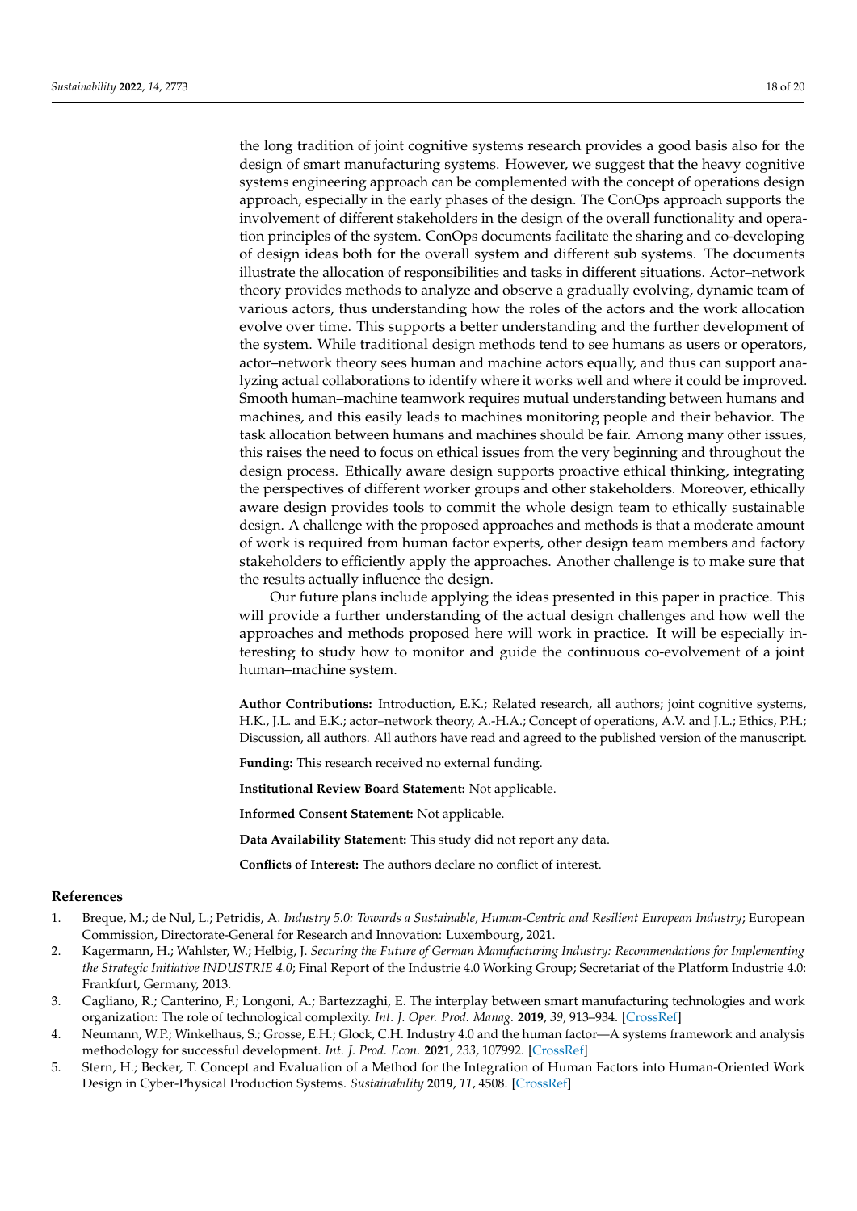the long tradition of joint cognitive systems research provides a good basis also for the design of smart manufacturing systems. However, we suggest that the heavy cognitive systems engineering approach can be complemented with the concept of operations design approach, especially in the early phases of the design. The ConOps approach supports the involvement of different stakeholders in the design of the overall functionality and operation principles of the system. ConOps documents facilitate the sharing and co-developing of design ideas both for the overall system and different sub systems. The documents illustrate the allocation of responsibilities and tasks in different situations. Actor–network theory provides methods to analyze and observe a gradually evolving, dynamic team of various actors, thus understanding how the roles of the actors and the work allocation evolve over time. This supports a better understanding and the further development of the system. While traditional design methods tend to see humans as users or operators, actor–network theory sees human and machine actors equally, and thus can support analyzing actual collaborations to identify where it works well and where it could be improved. Smooth human–machine teamwork requires mutual understanding between humans and machines, and this easily leads to machines monitoring people and their behavior. The task allocation between humans and machines should be fair. Among many other issues, this raises the need to focus on ethical issues from the very beginning and throughout the design process. Ethically aware design supports proactive ethical thinking, integrating the perspectives of different worker groups and other stakeholders. Moreover, ethically aware design provides tools to commit the whole design team to ethically sustainable design. A challenge with the proposed approaches and methods is that a moderate amount of work is required from human factor experts, other design team members and factory stakeholders to efficiently apply the approaches. Another challenge is to make sure that the results actually influence the design.

Our future plans include applying the ideas presented in this paper in practice. This will provide a further understanding of the actual design challenges and how well the approaches and methods proposed here will work in practice. It will be especially interesting to study how to monitor and guide the continuous co-evolvement of a joint human–machine system.

**Author Contributions:** Introduction, E.K.; Related research, all authors; joint cognitive systems, H.K., J.L. and E.K.; actor–network theory, A.-H.A.; Concept of operations, A.V. and J.L.; Ethics, P.H.; Discussion, all authors. All authors have read and agreed to the published version of the manuscript.

**Funding:** This research received no external funding.

**Institutional Review Board Statement:** Not applicable.

**Informed Consent Statement:** Not applicable.

**Data Availability Statement:** This study did not report any data.

**Conflicts of Interest:** The authors declare no conflict of interest.

## References

1. Breque, M.; de Nul, L.; Petridis, A. *Industry 5.0: Towards a Sustainable, Human-Centric and Resilient European Industry*; European Commission, Directorate-General for Research and Innovation: Luxembourg, 2021.
2. Kagermann, H.; Wahlster, W.; Helbig, J. *Securing the Future of German Manufacturing Industry: Recommendations for Implementing the Strategic Initiative INDUSTRIE 4.0*; Final Report of the Industrie 4.0 Working Group; Secretariat of the Platform Industrie 4.0: Frankfurt, Germany, 2013.
3. Cagliano, R.; Canterino, F.; Longoni, A.; Bartezzaghi, E. The interplay between smart manufacturing technologies and work organization: The role of technological complexity. *Int. J. Oper. Prod. Manag.* **2019**, *39*, 913–934. [CrossRef]
4. Neumann, W.P.; Winkelhaus, S.; Grosse, E.H.; Glock, C.H. Industry 4.0 and the human factor—A systems framework and analysis methodology for successful development. *Int. J. Prod. Econ.* **2021**, *233*, 107992. [CrossRef]
5. Stern, H.; Becker, T. Concept and Evaluation of a Method for the Integration of Human Factors into Human-Oriented Work Design in Cyber-Physical Production Systems. *Sustainability* **2019**, *11*, 4508. [CrossRef]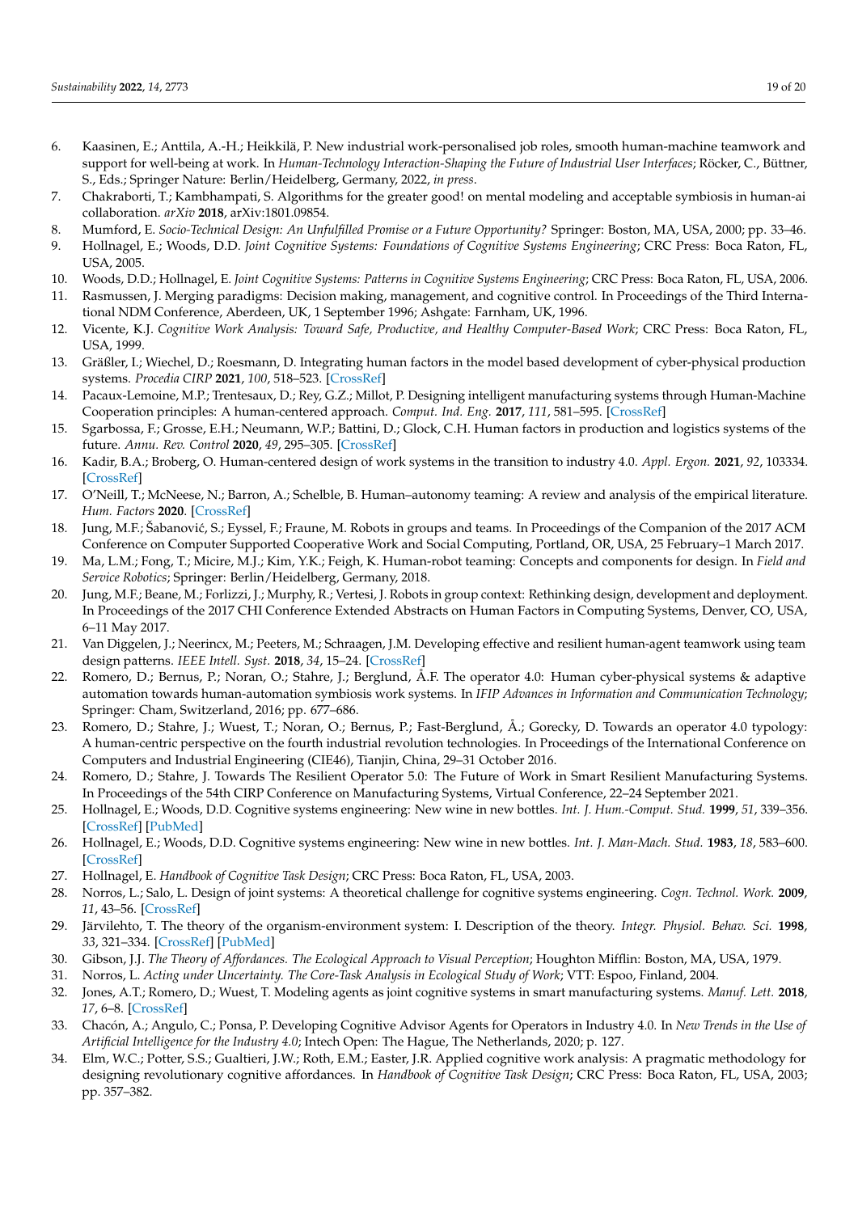6. Kaasinen, E.; Anttila, A.-H.; Heikkilä, P. New industrial work-personalised job roles, smooth human-machine teamwork and support for well-being at work. In *Human-Technology Interaction-Shaping the Future of Industrial User Interfaces*; Röcker, C., Büttner, S., Eds.; Springer Nature: Berlin/Heidelberg, Germany, 2022, *in press*.
7. Chakraborti, T.; Kambhampati, S. Algorithms for the greater good! on mental modeling and acceptable symbiosis in human-ai collaboration. *arXiv* **2018**, arXiv:1801.09854.
8. Mumford, E. *Socio-Technical Design: An Unfulfilled Promise or a Future Opportunity?* Springer: Boston, MA, USA, 2000; pp. 33–46.
9. Hollnagel, E.; Woods, D.D. *Joint Cognitive Systems: Foundations of Cognitive Systems Engineering*; CRC Press: Boca Raton, FL, USA, 2005.
10. Woods, D.D.; Hollnagel, E. *Joint Cognitive Systems: Patterns in Cognitive Systems Engineering*; CRC Press: Boca Raton, FL, USA, 2006.
11. Rasmussen, J. Merging paradigms: Decision making, management, and cognitive control. In Proceedings of the Third International NDM Conference, Aberdeen, UK, 1 September 1996; Ashgate: Farnham, UK, 1996.
12. Vicente, K.J. *Cognitive Work Analysis: Toward Safe, Productive, and Healthy Computer-Based Work*; CRC Press: Boca Raton, FL, USA, 1999.
13. Gräßler, I.; Wiechel, D.; Roesmann, D. Integrating human factors in the model based development of cyber-physical production systems. *Procedia CIRP* **2021**, *100*, 518–523. [CrossRef]
14. Pacaux-Lemoine, M.P.; Trentesaux, D.; Rey, G.Z.; Millot, P. Designing intelligent manufacturing systems through Human-Machine Cooperation principles: A human-centered approach. *Comput. Ind. Eng.* **2017**, *111*, 581–595. [CrossRef]
15. Sgarbossa, F.; Grosse, E.H.; Neumann, W.P.; Battini, D.; Glock, C.H. Human factors in production and logistics systems of the future. *Annu. Rev. Control* **2020**, *49*, 295–305. [CrossRef]
16. Kadir, B.A.; Broberg, O. Human-centered design of work systems in the transition to industry 4.0. *Appl. Ergon.* **2021**, *92*, 103334. [CrossRef]
17. O'Neill, T.; McNeese, N.; Barron, A.; Schelble, B. Human–autonomy teaming: A review and analysis of the empirical literature. *Hum. Factors* **2020**. [CrossRef]
18. Jung, M.F.; Šabanović, S.; Eyssel, F.; Fraune, M. Robots in groups and teams. In Proceedings of the Companion of the 2017 ACM Conference on Computer Supported Cooperative Work and Social Computing, Portland, OR, USA, 25 February–1 March 2017.
19. Ma, L.M.; Fong, T.; Micire, M.J.; Kim, Y.K.; Feigh, K. Human-robot teaming: Concepts and components for design. In *Field and Service Robotics*; Springer: Berlin/Heidelberg, Germany, 2018.
20. Jung, M.F.; Beane, M.; Forlizzi, J.; Murphy, R.; Vertesi, J. Robots in group context: Rethinking design, development and deployment. In Proceedings of the 2017 CHI Conference Extended Abstracts on Human Factors in Computing Systems, Denver, CO, USA, 6–11 May 2017.
21. Van Diggelen, J.; Neerincx, M.; Peeters, M.; Schraagen, J.M. Developing effective and resilient human-agent teamwork using team design patterns. *IEEE Intell. Syst.* **2018**, *34*, 15–24. [CrossRef]
22. Romero, D.; Bernus, P.; Noran, O.; Stahre, J.; Berglund, Å.F. The operator 4.0: Human cyber-physical systems & adaptive automation towards human-automation symbiosis work systems. In *IFIP Advances in Information and Communication Technology*; Springer: Cham, Switzerland, 2016; pp. 677–686.
23. Romero, D.; Stahre, J.; Wuest, T.; Noran, O.; Bernus, P.; Fast-Berglund, Å.; Gorecky, D. Towards an operator 4.0 typology: A human-centric perspective on the fourth industrial revolution technologies. In Proceedings of the International Conference on Computers and Industrial Engineering (CIE46), Tianjin, China, 29–31 October 2016.
24. Romero, D.; Stahre, J. Towards The Resilient Operator 5.0: The Future of Work in Smart Resilient Manufacturing Systems. In Proceedings of the 54th CIRP Conference on Manufacturing Systems, Virtual Conference, 22–24 September 2021.
25. Hollnagel, E.; Woods, D.D. Cognitive systems engineering: New wine in new bottles. *Int. J. Hum.-Comput. Stud.* **1999**, *51*, 339–356. [CrossRef] [PubMed]
26. Hollnagel, E.; Woods, D.D. Cognitive systems engineering: New wine in new bottles. *Int. J. Man-Mach. Stud.* **1983**, *18*, 583–600. [CrossRef]
27. Hollnagel, E. *Handbook of Cognitive Task Design*; CRC Press: Boca Raton, FL, USA, 2003.
28. Norros, L.; Salo, L. Design of joint systems: A theoretical challenge for cognitive systems engineering. *Cogn. Technol. Work.* **2009**, *11*, 43–56. [CrossRef]
29. Järvilehto, T. The theory of the organism-environment system: I. Description of the theory. *Integr. Physiol. Behav. Sci.* **1998**, *33*, 321–334. [CrossRef] [PubMed]
30. Gibson, J.J. *The Theory of Affordances. The Ecological Approach to Visual Perception*; Houghton Mifflin: Boston, MA, USA, 1979.
31. Norros, L. *Acting under Uncertainty. The Core-Task Analysis in Ecological Study of Work*; VTT: Espoo, Finland, 2004.
32. Jones, A.T.; Romero, D.; Wuest, T. Modeling agents as joint cognitive systems in smart manufacturing systems. *Manuf. Lett.* **2018**, *17*, 6–8. [CrossRef]
33. Chacón, A.; Angulo, C.; Ponsa, P. Developing Cognitive Advisor Agents for Operators in Industry 4.0. In *New Trends in the Use of Artificial Intelligence for the Industry 4.0*; Intech Open: The Hague, The Netherlands, 2020; p. 127.
34. Elm, W.C.; Potter, S.S.; Gualtieri, J.W.; Roth, E.M.; Easter, J.R. Applied cognitive work analysis: A pragmatic methodology for designing revolutionary cognitive affordances. In *Handbook of Cognitive Task Design*; CRC Press: Boca Raton, FL, USA, 2003; pp. 357–382.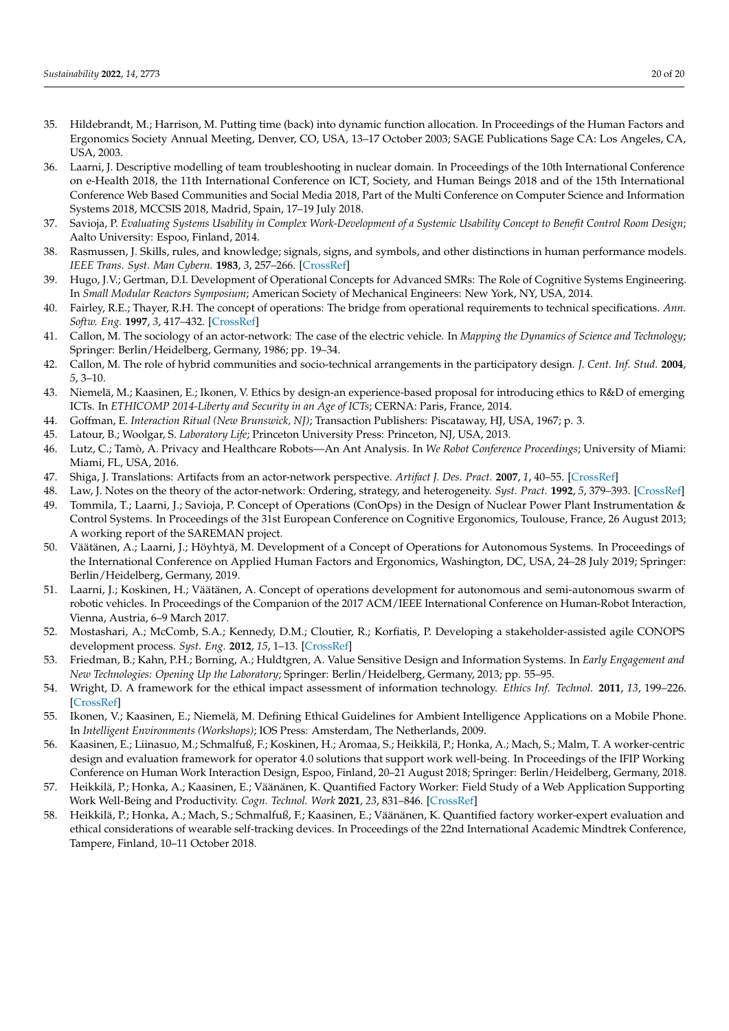35. Hildebrandt, M.; Harrison, M. Putting time (back) into dynamic function allocation. In Proceedings of the Human Factors and Ergonomics Society Annual Meeting, Denver, CO, USA, 13–17 October 2003; SAGE Publications Sage CA: Los Angeles, CA, USA, 2003.
36. Laarni, J. Descriptive modelling of team troubleshooting in nuclear domain. In Proceedings of the 10th International Conference on e-Health 2018, the 11th International Conference on ICT, Society, and Human Beings 2018 and of the 15th International Conference Web Based Communities and Social Media 2018, Part of the Multi Conference on Computer Science and Information Systems 2018, MCCSIS 2018, Madrid, Spain, 17–19 July 2018.
37. Savioja, P. *Evaluating Systems Usability in Complex Work-Development of a Systemic Usability Concept to Benefit Control Room Design*; Aalto University: Espoo, Finland, 2014.
38. Rasmussen, J. Skills, rules, and knowledge; signals, signs, and symbols, and other distinctions in human performance models. *IEEE Trans. Syst. Man Cybern.* **1983**, *3*, 257–266. [CrossRef]
39. Hugo, J.V.; Gertman, D.I. Development of Operational Concepts for Advanced SMRs: The Role of Cognitive Systems Engineering. In *Small Modular Reactors Symposium*; American Society of Mechanical Engineers: New York, NY, USA, 2014.
40. Fairley, R.E.; Thayer, R.H. The concept of operations: The bridge from operational requirements to technical specifications. *Ann. Softw. Eng.* **1997**, *3*, 417–432. [CrossRef]
41. Callon, M. The sociology of an actor-network: The case of the electric vehicle. In *Mapping the Dynamics of Science and Technology*; Springer: Berlin/Heidelberg, Germany, 1986; pp. 19–34.
42. Callon, M. The role of hybrid communities and socio-technical arrangements in the participatory design. *J. Cent. Inf. Stud.* **2004**, *5*, 3–10.
43. Niemelä, M.; Kaasinen, E.; Ikonen, V. Ethics by design-an experience-based proposal for introducing ethics to R&D of emerging ICTs. In *ETHICOMP 2014-Liberty and Security in an Age of ICTs*; CERNA: Paris, France, 2014.
44. Goffman, E. *Interaction Ritual (New Brunswick, NJ)*; Transaction Publishers: Piscataway, HJ, USA, 1967; p. 3.
45. Latour, B.; Woolgar, S. *Laboratory Life*; Princeton University Press: Princeton, NJ, USA, 2013.
46. Lutz, C.; Tamò, A. Privacy and Healthcare Robots—An Ant Analysis. In *We Robot Conference Proceedings*; University of Miami: Miami, FL, USA, 2016.
47. Shiga, J. Translations: Artifacts from an actor-network perspective. *Artifact J. Des. Pract.* **2007**, *1*, 40–55. [CrossRef]
48. Law, J. Notes on the theory of the actor-network: Ordering, strategy, and heterogeneity. *Syst. Pract.* **1992**, *5*, 379–393. [CrossRef]
49. Tommila, T.; Laarni, J.; Savioja, P. Concept of Operations (ConOps) in the Design of Nuclear Power Plant Instrumentation & Control Systems. In Proceedings of the 31st European Conference on Cognitive Ergonomics, Toulouse, France, 26 August 2013; A working report of the SAREMAN project.
50. Väätänen, A.; Laarni, J.; Höyhtyä, M. Development of a Concept of Operations for Autonomous Systems. In Proceedings of the International Conference on Applied Human Factors and Ergonomics, Washington, DC, USA, 24–28 July 2019; Springer: Berlin/Heidelberg, Germany, 2019.
51. Laarni, J.; Koskinen, H.; Väätänen, A. Concept of operations development for autonomous and semi-autonomous swarm of robotic vehicles. In Proceedings of the Companion of the 2017 ACM/IEEE International Conference on Human-Robot Interaction, Vienna, Austria, 6–9 March 2017.
52. Mostashari, A.; McComb, S.A.; Kennedy, D.M.; Cloutier, R.; Korfiatis, P. Developing a stakeholder-assisted agile CONOPS development process. *Syst. Eng.* **2012**, *15*, 1–13. [CrossRef]
53. Friedman, B.; Kahn, P.H.; Borning, A.; Huldtgren, A. Value Sensitive Design and Information Systems. In *Early Engagement and New Technologies: Opening Up the Laboratory*; Springer: Berlin/Heidelberg, Germany, 2013; pp. 55–95.
54. Wright, D. A framework for the ethical impact assessment of information technology. *Ethics Inf. Technol.* **2011**, *13*, 199–226. [CrossRef]
55. Ikonen, V.; Kaasinen, E.; Niemelä, M. Defining Ethical Guidelines for Ambient Intelligence Applications on a Mobile Phone. In *Intelligent Environments (Workshops)*; IOS Press: Amsterdam, The Netherlands, 2009.
56. Kaasinen, E.; Liinasuo, M.; Schmalfuß, F.; Koskinen, H.; Aromaa, S.; Heikkilä, P.; Honka, A.; Mach, S.; Malm, T. A worker-centric design and evaluation framework for operator 4.0 solutions that support work well-being. In Proceedings of the IFIP Working Conference on Human Work Interaction Design, Espoo, Finland, 20–21 August 2018; Springer: Berlin/Heidelberg, Germany, 2018.
57. Heikkilä, P.; Honka, A.; Kaasinen, E.; Väänänen, K. Quantified Factory Worker: Field Study of a Web Application Supporting Work Well-Being and Productivity. *Cogn. Technol. Work* **2021**, *23*, 831–846. [CrossRef]
58. Heikkilä, P.; Honka, A.; Mach, S.; Schmalfuß, F.; Kaasinen, E.; Väänänen, K. Quantified factory worker-expert evaluation and ethical considerations of wearable self-tracking devices. In Proceedings of the 22nd International Academic Mindtrek Conference, Tampere, Finland, 10–11 October 2018.